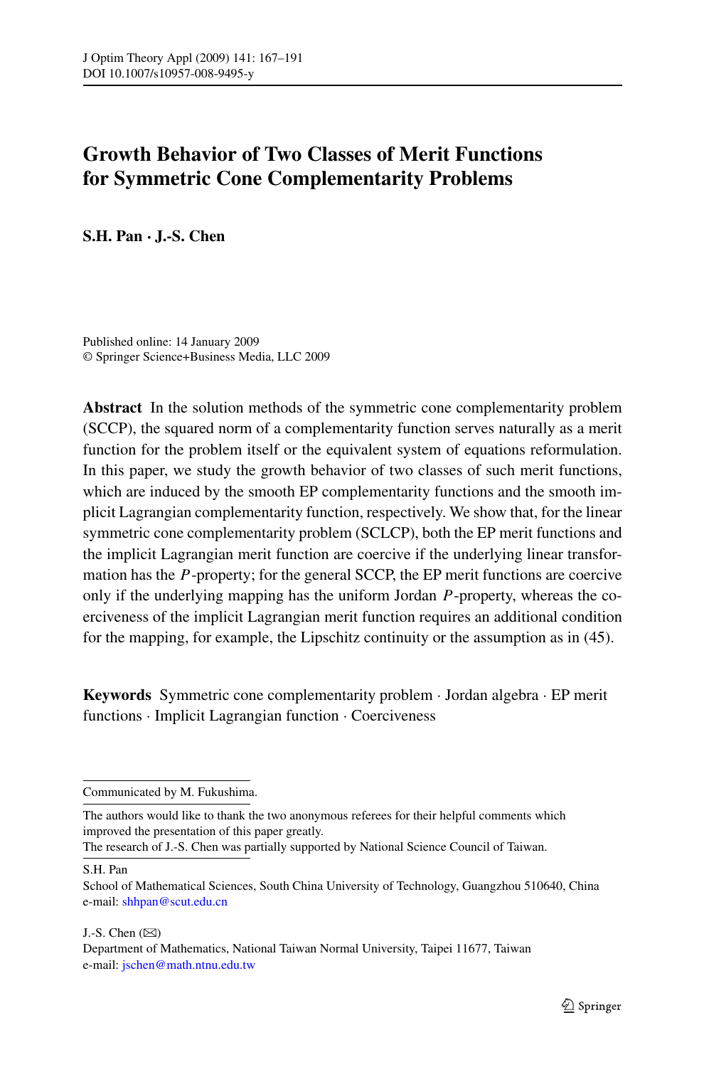# Growth Behavior of Two Classes of Merit Functions for Symmetric Cone Complementarity Problems

**S.H. Pan · J.-S. Chen**

Published online: 14 January 2009
© Springer Science+Business Media, LLC 2009

**Abstract** In the solution methods of the symmetric cone complementarity problem (SCCP), the squared norm of a complementarity function serves naturally as a merit function for the problem itself or the equivalent system of equations reformulation. In this paper, we study the growth behavior of two classes of such merit functions, which are induced by the smooth EP complementarity functions and the smooth implicit Lagrangian complementarity function, respectively. We show that, for the linear symmetric cone complementarity problem (SCLCP), both the EP merit functions and the implicit Lagrangian merit function are coercive if the underlying linear transformation has the $P$-property; for the general SCCP, the EP merit functions are coercive only if the underlying mapping has the uniform Jordan $P$-property, whereas the coerciveness of the implicit Lagrangian merit function requires an additional condition for the mapping, for example, the Lipschitz continuity or the assumption as in (45).

**Keywords** Symmetric cone complementarity problem · Jordan algebra · EP merit functions · Implicit Lagrangian function · Coerciveness

---

Communicated by M. Fukushima.

The authors would like to thank the two anonymous referees for their helpful comments which improved the presentation of this paper greatly.
The research of J.-S. Chen was partially supported by National Science Council of Taiwan.

S.H. Pan
School of Mathematical Sciences, South China University of Technology, Guangzhou 510640, China
e-mail: shhpan@scut.edu.cn

J.-S. Chen (✉)
Department of Mathematics, National Taiwan Normal University, Taipei 11677, Taiwan
e-mail: jschen@math.ntnu.edu.tw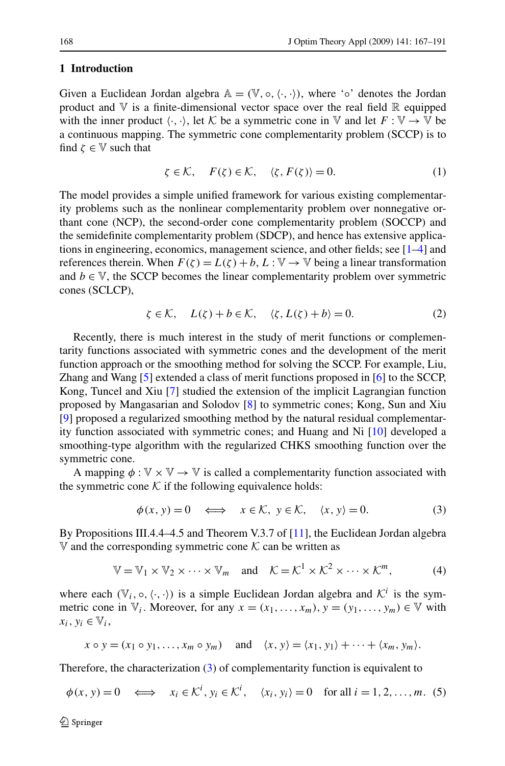## 1 Introduction

Given a Euclidean Jordan algebra $\mathbb{A} = (\mathbb{V}, \circ, \langle\cdot,\cdot\rangle)$, where '$\circ$' denotes the Jordan product and $\mathbb{V}$ is a finite-dimensional vector space over the real field $\mathbb{R}$ equipped with the inner product $\langle\cdot,\cdot\rangle$, let $\mathcal{K}$ be a symmetric cone in $\mathbb{V}$ and let $F : \mathbb{V} \to \mathbb{V}$ be a continuous mapping. The symmetric cone complementarity problem (SCCP) is to find $\zeta \in \mathbb{V}$ such that

$$\zeta \in \mathcal{K}, \quad F(\zeta) \in \mathcal{K}, \quad \langle \zeta, F(\zeta)\rangle = 0. \tag{1}$$

The model provides a simple unified framework for various existing complementarity problems such as the nonlinear complementarity problem over nonnegative orthant cone (NCP), the second-order cone complementarity problem (SOCCP) and the semidefinite complementarity problem (SDCP), and hence has extensive applications in engineering, economics, management science, and other fields; see [1–4] and references therein. When $F(\zeta) = L(\zeta) + b$, $L : \mathbb{V} \to \mathbb{V}$ being a linear transformation and $b \in \mathbb{V}$, the SCCP becomes the linear complementarity problem over symmetric cones (SCLCP),

$$\zeta \in \mathcal{K}, \quad L(\zeta) + b \in \mathcal{K}, \quad \langle \zeta, L(\zeta) + b\rangle = 0. \tag{2}$$

Recently, there is much interest in the study of merit functions or complementarity functions associated with symmetric cones and the development of the merit function approach or the smoothing method for solving the SCCP. For example, Liu, Zhang and Wang [5] extended a class of merit functions proposed in [6] to the SCCP, Kong, Tuncel and Xiu [7] studied the extension of the implicit Lagrangian function proposed by Mangasarian and Solodov [8] to symmetric cones; Kong, Sun and Xiu [9] proposed a regularized smoothing method by the natural residual complementarity function associated with symmetric cones; and Huang and Ni [10] developed a smoothing-type algorithm with the regularized CHKS smoothing function over the symmetric cone.

A mapping $\phi : \mathbb{V} \times \mathbb{V} \to \mathbb{V}$ is called a complementarity function associated with the symmetric cone $\mathcal{K}$ if the following equivalence holds:

$$\phi(x, y) = 0 \quad \Longleftrightarrow \quad x \in \mathcal{K},\ y \in \mathcal{K}, \quad \langle x, y\rangle = 0. \tag{3}$$

By Propositions III.4.4–4.5 and Theorem V.3.7 of [11], the Euclidean Jordan algebra $\mathbb{V}$ and the corresponding symmetric cone $\mathcal{K}$ can be written as

$$\mathbb{V} = \mathbb{V}_1 \times \mathbb{V}_2 \times \cdots \times \mathbb{V}_m \quad \text{and} \quad \mathcal{K} = \mathcal{K}^1 \times \mathcal{K}^2 \times \cdots \times \mathcal{K}^m, \tag{4}$$

where each $(\mathbb{V}_i, \circ, \langle\cdot,\cdot\rangle)$ is a simple Euclidean Jordan algebra and $\mathcal{K}^i$ is the symmetric cone in $\mathbb{V}_i$. Moreover, for any $x = (x_1, \ldots, x_m)$, $y = (y_1, \ldots, y_m) \in \mathbb{V}$ with $x_i, y_i \in \mathbb{V}_i$,

$$x \circ y = (x_1 \circ y_1, \ldots, x_m \circ y_m) \quad \text{and} \quad \langle x, y\rangle = \langle x_1, y_1\rangle + \cdots + \langle x_m, y_m\rangle.$$

Therefore, the characterization (3) of complementarity function is equivalent to

$$\phi(x, y) = 0 \quad \Longleftrightarrow \quad x_i \in \mathcal{K}^i,\ y_i \in \mathcal{K}^i, \quad \langle x_i, y_i\rangle = 0 \quad \text{for all } i = 1, 2, \ldots, m. \tag{5}$$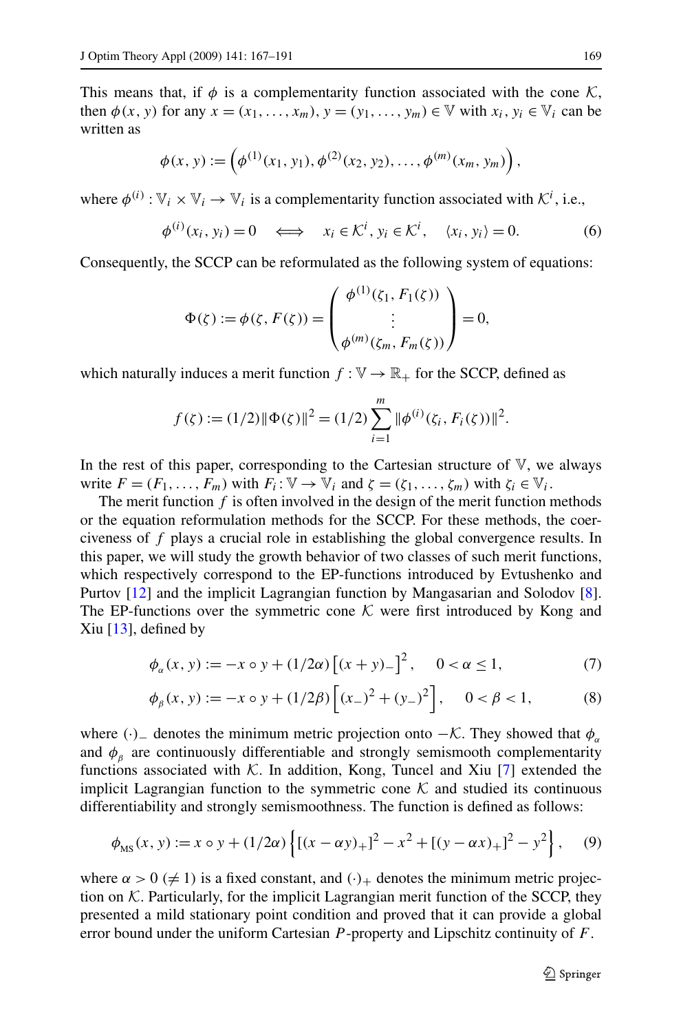This means that, if $\phi$ is a complementarity function associated with the cone $\mathcal{K}$, then $\phi(x, y)$ for any $x = (x_1, \ldots, x_m)$, $y = (y_1, \ldots, y_m) \in \mathbb{V}$ with $x_i, y_i \in \mathbb{V}_i$ can be written as

$$\phi(x, y) := \left(\phi^{(1)}(x_1, y_1), \phi^{(2)}(x_2, y_2), \ldots, \phi^{(m)}(x_m, y_m)\right),$$

where $\phi^{(i)} : \mathbb{V}_i \times \mathbb{V}_i \to \mathbb{V}_i$ is a complementarity function associated with $\mathcal{K}^i$, i.e.,

$$\phi^{(i)}(x_i, y_i) = 0 \quad \Longleftrightarrow \quad x_i \in \mathcal{K}^i, \, y_i \in \mathcal{K}^i, \quad \langle x_i, y_i \rangle = 0. \tag{6}$$

Consequently, the SCCP can be reformulated as the following system of equations:

$$\Phi(\zeta) := \phi(\zeta, F(\zeta)) = \begin{pmatrix} \phi^{(1)}(\zeta_1, F_1(\zeta)) \\ \vdots \\ \phi^{(m)}(\zeta_m, F_m(\zeta)) \end{pmatrix} = 0,$$

which naturally induces a merit function $f : \mathbb{V} \to \mathbb{R}_+$ for the SCCP, defined as

$$f(\zeta) := (1/2)\|\Phi(\zeta)\|^2 = (1/2)\sum_{i=1}^{m} \|\phi^{(i)}(\zeta_i, F_i(\zeta))\|^2.$$

In the rest of this paper, corresponding to the Cartesian structure of $\mathbb{V}$, we always write $F = (F_1, \ldots, F_m)$ with $F_i : \mathbb{V} \to \mathbb{V}_i$ and $\zeta = (\zeta_1, \ldots, \zeta_m)$ with $\zeta_i \in \mathbb{V}_i$.

The merit function $f$ is often involved in the design of the merit function methods or the equation reformulation methods for the SCCP. For these methods, the coerciveness of $f$ plays a crucial role in establishing the global convergence results. In this paper, we will study the growth behavior of two classes of such merit functions, which respectively correspond to the EP-functions introduced by Evtushenko and Purtov [12] and the implicit Lagrangian function by Mangasarian and Solodov [8]. The EP-functions over the symmetric cone $\mathcal{K}$ were first introduced by Kong and Xiu [13], defined by

$$\phi_{\alpha}(x, y) := -x \circ y + (1/2\alpha)\left[(x + y)_-\right]^2, \quad 0 < \alpha \le 1, \tag{7}$$

$$\phi_{\beta}(x, y) := -x \circ y + (1/2\beta)\left[(x_-)^2 + (y_-)^2\right], \quad 0 < \beta < 1, \tag{8}$$

where $(\cdot)_-$ denotes the minimum metric projection onto $-\mathcal{K}$. They showed that $\phi_{\alpha}$ and $\phi_{\beta}$ are continuously differentiable and strongly semismooth complementarity functions associated with $\mathcal{K}$. In addition, Kong, Tuncel and Xiu [7] extended the implicit Lagrangian function to the symmetric cone $\mathcal{K}$ and studied its continuous differentiability and strongly semismoothness. The function is defined as follows:

$$\phi_{\text{MS}}(x, y) := x \circ y + (1/2\alpha)\left\{[(x - \alpha y)_+]^2 - x^2 + [(y - \alpha x)_+]^2 - y^2\right\}, \tag{9}$$

where $\alpha > 0$ $(\neq 1)$ is a fixed constant, and $(\cdot)_+$ denotes the minimum metric projection on $\mathcal{K}$. Particularly, for the implicit Lagrangian merit function of the SCCP, they presented a mild stationary point condition and proved that it can provide a global error bound under the uniform Cartesian $P$-property and Lipschitz continuity of $F$.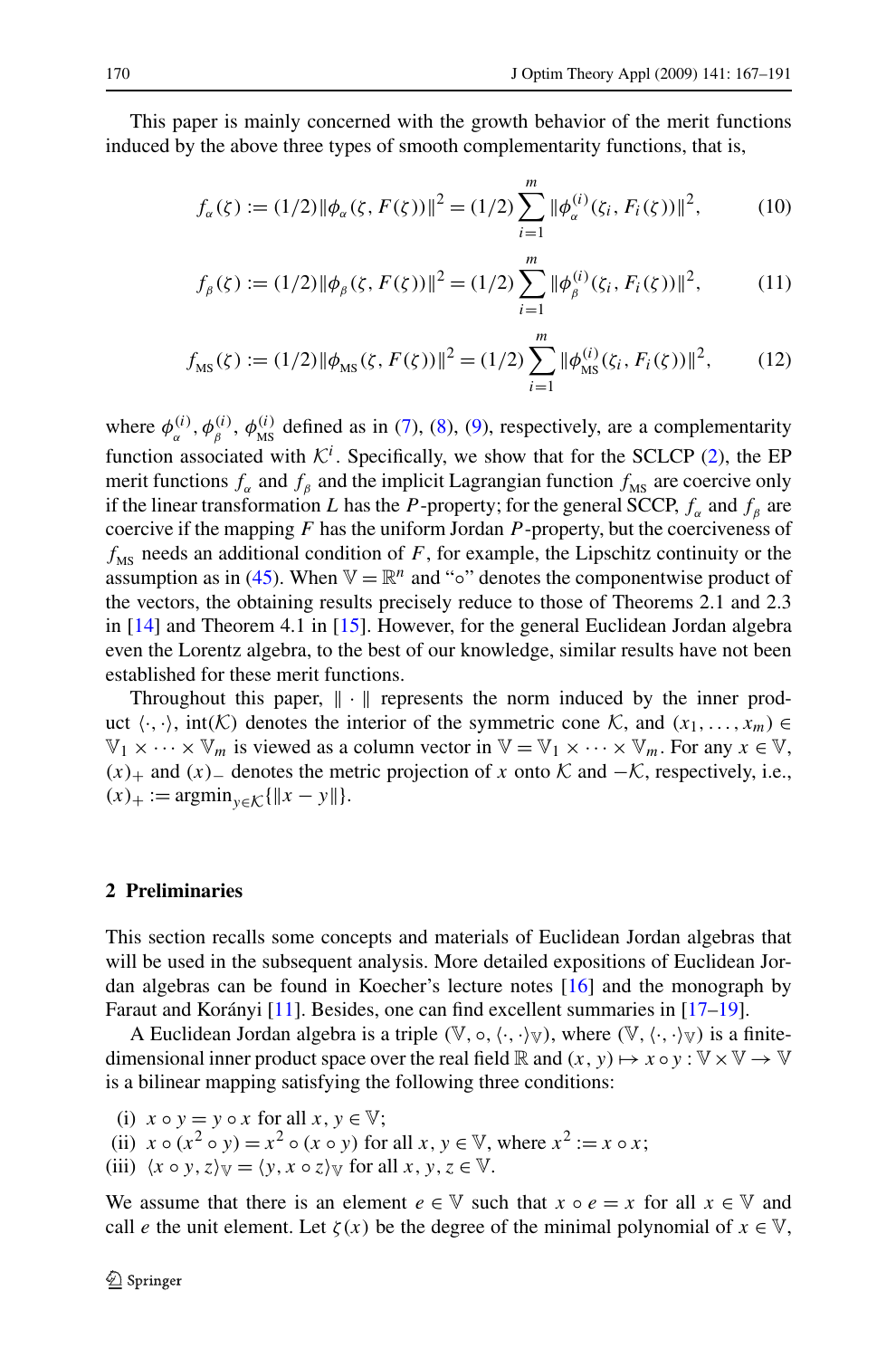This paper is mainly concerned with the growth behavior of the merit functions induced by the above three types of smooth complementarity functions, that is,

$$f_\alpha(\zeta) := (1/2)\|\phi_\alpha(\zeta, F(\zeta))\|^2 = (1/2)\sum_{i=1}^{m} \|\phi_\alpha^{(i)}(\zeta_i, F_i(\zeta))\|^2, \tag{10}$$

$$f_\beta(\zeta) := (1/2)\|\phi_\beta(\zeta, F(\zeta))\|^2 = (1/2)\sum_{i=1}^{m} \|\phi_\beta^{(i)}(\zeta_i, F_i(\zeta))\|^2, \tag{11}$$

$$f_{\rm MS}(\zeta) := (1/2)\|\phi_{\rm MS}(\zeta, F(\zeta))\|^2 = (1/2)\sum_{i=1}^{m} \|\phi_{\rm MS}^{(i)}(\zeta_i, F_i(\zeta))\|^2, \tag{12}$$

where $\phi_\alpha^{(i)}, \phi_\beta^{(i)}, \phi_{\rm MS}^{(i)}$ defined as in (7), (8), (9), respectively, are a complementarity function associated with $\mathcal{K}^i$. Specifically, we show that for the SCLCP (2), the EP merit functions $f_\alpha$ and $f_\beta$ and the implicit Lagrangian function $f_{\rm MS}$ are coercive only if the linear transformation $L$ has the $P$-property; for the general SCCP, $f_\alpha$ and $f_\beta$ are coercive if the mapping $F$ has the uniform Jordan $P$-property, but the coerciveness of $f_{\rm MS}$ needs an additional condition of $F$, for example, the Lipschitz continuity or the assumption as in (45). When $\mathbb{V} = \mathbb{R}^n$ and "$\circ$" denotes the componentwise product of the vectors, the obtaining results precisely reduce to those of Theorems 2.1 and 2.3 in [14] and Theorem 4.1 in [15]. However, for the general Euclidean Jordan algebra even the Lorentz algebra, to the best of our knowledge, similar results have not been established for these merit functions.

Throughout this paper, $\|\cdot\|$ represents the norm induced by the inner product $\langle\cdot,\cdot\rangle$, $\text{int}(\mathcal{K})$ denotes the interior of the symmetric cone $\mathcal{K}$, and $(x_1, \ldots, x_m) \in \mathbb{V}_1 \times \cdots \times \mathbb{V}_m$ is viewed as a column vector in $\mathbb{V} = \mathbb{V}_1 \times \cdots \times \mathbb{V}_m$. For any $x \in \mathbb{V}$, $(x)_+$ and $(x)_-$ denotes the metric projection of $x$ onto $\mathcal{K}$ and $-\mathcal{K}$, respectively, i.e., $(x)_+ := \text{argmin}_{y\in\mathcal{K}}\{\|x - y\|\}$.

## 2 Preliminaries

This section recalls some concepts and materials of Euclidean Jordan algebras that will be used in the subsequent analysis. More detailed expositions of Euclidean Jordan algebras can be found in Koecher's lecture notes [16] and the monograph by Faraut and Korányi [11]. Besides, one can find excellent summaries in [17–19].

A Euclidean Jordan algebra is a triple $(\mathbb{V}, \circ, \langle\cdot,\cdot\rangle_{\mathbb{V}})$, where $(\mathbb{V}, \langle\cdot,\cdot\rangle_{\mathbb{V}})$ is a finite-dimensional inner product space over the real field $\mathbb{R}$ and $(x, y) \mapsto x \circ y : \mathbb{V} \times \mathbb{V} \to \mathbb{V}$ is a bilinear mapping satisfying the following three conditions:

(i) $x \circ y = y \circ x$ for all $x, y \in \mathbb{V}$;
(ii) $x \circ (x^2 \circ y) = x^2 \circ (x \circ y)$ for all $x, y \in \mathbb{V}$, where $x^2 := x \circ x$;
(iii) $\langle x \circ y, z\rangle_{\mathbb{V}} = \langle y, x \circ z\rangle_{\mathbb{V}}$ for all $x, y, z \in \mathbb{V}$.

We assume that there is an element $e \in \mathbb{V}$ such that $x \circ e = x$ for all $x \in \mathbb{V}$ and call $e$ the unit element. Let $\zeta(x)$ be the degree of the minimal polynomial of $x \in \mathbb{V}$,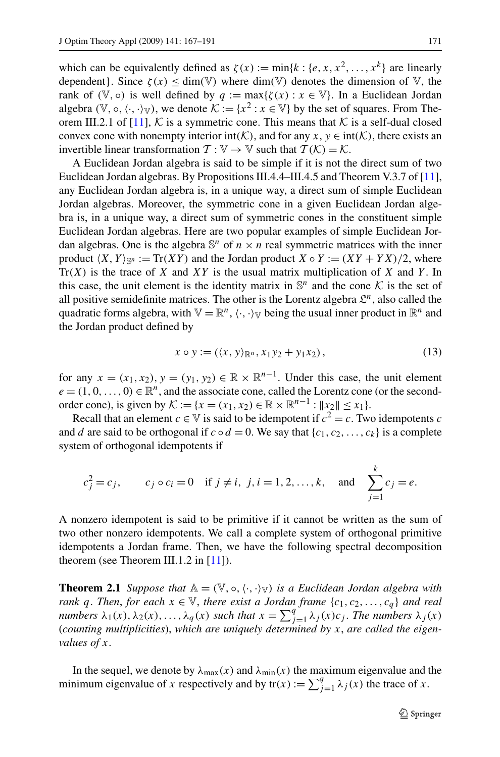which can be equivalently defined as $\zeta(x) := \min\{k : \{e, x, x^2, \ldots, x^k\}$ are linearly dependent$\}$. Since $\zeta(x) \leq \dim(\mathbb{V})$ where $\dim(\mathbb{V})$ denotes the dimension of $\mathbb{V}$, the rank of $(\mathbb{V}, \circ)$ is well defined by $q := \max\{\zeta(x) : x \in \mathbb{V}\}$. In a Euclidean Jordan algebra $(\mathbb{V}, \circ, \langle \cdot, \cdot \rangle_{\mathbb{V}})$, we denote $\mathcal{K} := \{x^2 : x \in \mathbb{V}\}$ by the set of squares. From Theorem III.2.1 of [11], $\mathcal{K}$ is a symmetric cone. This means that $\mathcal{K}$ is a self-dual closed convex cone with nonempty interior $\text{int}(\mathcal{K})$, and for any $x, y \in \text{int}(\mathcal{K})$, there exists an invertible linear transformation $\mathcal{T} : \mathbb{V} \to \mathbb{V}$ such that $\mathcal{T}(\mathcal{K}) = \mathcal{K}$.

A Euclidean Jordan algebra is said to be simple if it is not the direct sum of two Euclidean Jordan algebras. By Propositions III.4.4–III.4.5 and Theorem V.3.7 of [11], any Euclidean Jordan algebra is, in a unique way, a direct sum of simple Euclidean Jordan algebras. Moreover, the symmetric cone in a given Euclidean Jordan algebra is, in a unique way, a direct sum of symmetric cones in the constituent simple Euclidean Jordan algebras. Here are two popular examples of simple Euclidean Jordan algebras. One is the algebra $\mathbb{S}^n$ of $n \times n$ real symmetric matrices with the inner product $\langle X, Y \rangle_{\mathbb{S}^n} := \text{Tr}(XY)$ and the Jordan product $X \circ Y := (XY + YX)/2$, where $\text{Tr}(X)$ is the trace of $X$ and $XY$ is the usual matrix multiplication of $X$ and $Y$. In this case, the unit element is the identity matrix in $\mathbb{S}^n$ and the cone $\mathcal{K}$ is the set of all positive semidefinite matrices. The other is the Lorentz algebra $\mathfrak{L}^n$, also called the quadratic forms algebra, with $\mathbb{V} = \mathbb{R}^n$, $\langle \cdot, \cdot \rangle_{\mathbb{V}}$ being the usual inner product in $\mathbb{R}^n$ and the Jordan product defined by

$$x \circ y := (\langle x, y \rangle_{\mathbb{R}^n}, x_1 y_2 + y_1 x_2), \tag{13}$$

for any $x = (x_1, x_2), y = (y_1, y_2) \in \mathbb{R} \times \mathbb{R}^{n-1}$. Under this case, the unit element $e = (1, 0, \ldots, 0) \in \mathbb{R}^n$, and the associate cone, called the Lorentz cone (or the second-order cone), is given by $\mathcal{K} := \{x = (x_1, x_2) \in \mathbb{R} \times \mathbb{R}^{n-1} : \|x_2\| \leq x_1\}$.

Recall that an element $c \in \mathbb{V}$ is said to be idempotent if $c^2 = c$. Two idempotents $c$ and $d$ are said to be orthogonal if $c \circ d = 0$. We say that $\{c_1, c_2, \ldots, c_k\}$ is a complete system of orthogonal idempotents if

$$c_j^2 = c_j, \qquad c_j \circ c_i = 0 \quad \text{if } j \neq i, \; j, i = 1, 2, \ldots, k, \quad \text{and} \quad \sum_{j=1}^{k} c_j = e.$$

A nonzero idempotent is said to be primitive if it cannot be written as the sum of two other nonzero idempotents. We call a complete system of orthogonal primitive idempotents a Jordan frame. Then, we have the following spectral decomposition theorem (see Theorem III.1.2 in [11]).

**Theorem 2.1** *Suppose that $\mathbb{A} = (\mathbb{V}, \circ, \langle \cdot, \cdot \rangle_{\mathbb{V}})$ is a Euclidean Jordan algebra with rank $q$. Then, for each $x \in \mathbb{V}$, there exist a Jordan frame $\{c_1, c_2, \ldots, c_q\}$ and real numbers $\lambda_1(x), \lambda_2(x), \ldots, \lambda_q(x)$ such that $x = \sum_{j=1}^{q} \lambda_j(x) c_j$. The numbers $\lambda_j(x)$ (counting multiplicities), which are uniquely determined by $x$, are called the eigenvalues of $x$.*

In the sequel, we denote by $\lambda_{\max}(x)$ and $\lambda_{\min}(x)$ the maximum eigenvalue and the minimum eigenvalue of $x$ respectively and by $\text{tr}(x) := \sum_{j=1}^{q} \lambda_j(x)$ the trace of $x$.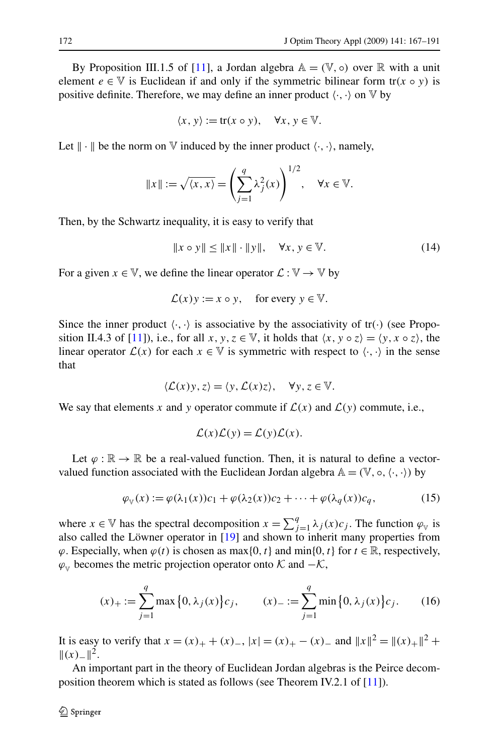By Proposition III.1.5 of [11], a Jordan algebra $\mathbb{A} = (\mathbb{V}, \circ)$ over $\mathbb{R}$ with a unit element $e \in \mathbb{V}$ is Euclidean if and only if the symmetric bilinear form $\mathrm{tr}(x \circ y)$ is positive definite. Therefore, we may define an inner product $\langle \cdot, \cdot \rangle$ on $\mathbb{V}$ by

$$\langle x, y \rangle := \mathrm{tr}(x \circ y), \quad \forall x, y \in \mathbb{V}.$$

Let $\|\cdot\|$ be the norm on $\mathbb{V}$ induced by the inner product $\langle \cdot, \cdot \rangle$, namely,

$$\|x\| := \sqrt{\langle x, x \rangle} = \left( \sum_{j=1}^{q} \lambda_j^2(x) \right)^{1/2}, \quad \forall x \in \mathbb{V}.$$

Then, by the Schwartz inequality, it is easy to verify that

$$\|x \circ y\| \leq \|x\| \cdot \|y\|, \quad \forall x, y \in \mathbb{V}. \tag{14}$$

For a given $x \in \mathbb{V}$, we define the linear operator $\mathcal{L} : \mathbb{V} \to \mathbb{V}$ by

$$\mathcal{L}(x)y := x \circ y, \quad \text{for every } y \in \mathbb{V}.$$

Since the inner product $\langle \cdot, \cdot \rangle$ is associative by the associativity of $\mathrm{tr}(\cdot)$ (see Proposition II.4.3 of [11]), i.e., for all $x, y, z \in \mathbb{V}$, it holds that $\langle x, y \circ z \rangle = \langle y, x \circ z \rangle$, the linear operator $\mathcal{L}(x)$ for each $x \in \mathbb{V}$ is symmetric with respect to $\langle \cdot, \cdot \rangle$ in the sense that

$$\langle \mathcal{L}(x)y, z \rangle = \langle y, \mathcal{L}(x)z \rangle, \quad \forall y, z \in \mathbb{V}.$$

We say that elements $x$ and $y$ operator commute if $\mathcal{L}(x)$ and $\mathcal{L}(y)$ commute, i.e.,

$$\mathcal{L}(x)\mathcal{L}(y) = \mathcal{L}(y)\mathcal{L}(x).$$

Let $\varphi : \mathbb{R} \to \mathbb{R}$ be a real-valued function. Then, it is natural to define a vector-valued function associated with the Euclidean Jordan algebra $\mathbb{A} = (\mathbb{V}, \circ, \langle \cdot, \cdot \rangle)$ by

$$\varphi_{\mathbb{V}}(x) := \varphi(\lambda_1(x))c_1 + \varphi(\lambda_2(x))c_2 + \cdots + \varphi(\lambda_q(x))c_q, \tag{15}$$

where $x \in \mathbb{V}$ has the spectral decomposition $x = \sum_{j=1}^{q} \lambda_j(x)c_j$. The function $\varphi_{\mathbb{V}}$ is also called the Löwner operator in [19] and shown to inherit many properties from $\varphi$. Especially, when $\varphi(t)$ is chosen as $\max\{0, t\}$ and $\min\{0, t\}$ for $t \in \mathbb{R}$, respectively, $\varphi_{\mathbb{V}}$ becomes the metric projection operator onto $\mathcal{K}$ and $-\mathcal{K}$,

$$(x)_+ := \sum_{j=1}^{q} \max\left\{0, \lambda_j(x)\right\} c_j, \qquad (x)_- := \sum_{j=1}^{q} \min\left\{0, \lambda_j(x)\right\} c_j. \tag{16}$$

It is easy to verify that $x = (x)_+ + (x)_-$, $|x| = (x)_+ - (x)_-$ and $\|x\|^2 = \|(x)_+\|^2 + \|(x)_-\|^2$.

An important part in the theory of Euclidean Jordan algebras is the Peirce decomposition theorem which is stated as follows (see Theorem IV.2.1 of [11]).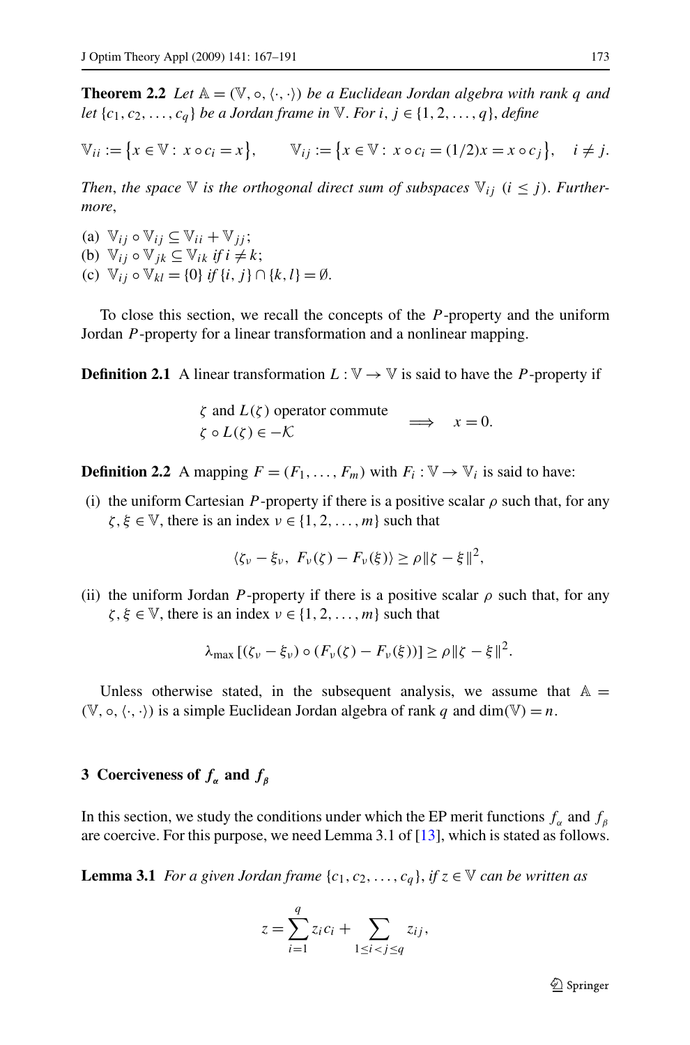**Theorem 2.2** *Let $\mathbb{A} = (\mathbb{V}, \circ, \langle\cdot,\cdot\rangle)$ be a Euclidean Jordan algebra with rank $q$ and let $\{c_1, c_2, \ldots, c_q\}$ be a Jordan frame in $\mathbb{V}$. For $i, j \in \{1, 2, \ldots, q\}$, define*

$$\mathbb{V}_{ii} := \{x \in \mathbb{V} : x \circ c_i = x\}, \qquad \mathbb{V}_{ij} := \{x \in \mathbb{V} : x \circ c_i = (1/2)x = x \circ c_j\}, \quad i \neq j.$$

*Then, the space $\mathbb{V}$ is the orthogonal direct sum of subspaces $\mathbb{V}_{ij}$ $(i \leq j)$. Furthermore,*

(a) $\mathbb{V}_{ij} \circ \mathbb{V}_{ij} \subseteq \mathbb{V}_{ii} + \mathbb{V}_{jj}$;
(b) $\mathbb{V}_{ij} \circ \mathbb{V}_{jk} \subseteq \mathbb{V}_{ik}$ *if* $i \neq k$;
(c) $\mathbb{V}_{ij} \circ \mathbb{V}_{kl} = \{0\}$ *if* $\{i, j\} \cap \{k, l\} = \emptyset$.

To close this section, we recall the concepts of the $P$-property and the uniform Jordan $P$-property for a linear transformation and a nonlinear mapping.

**Definition 2.1** A linear transformation $L : \mathbb{V} \to \mathbb{V}$ is said to have the $P$-property if

$$\left.\begin{array}{l} \zeta \text{ and } L(\zeta) \text{ operator commute} \\ \zeta \circ L(\zeta) \in -\mathcal{K} \end{array}\right. \quad \Longrightarrow \quad x = 0.$$

**Definition 2.2** A mapping $F = (F_1, \ldots, F_m)$ with $F_i : \mathbb{V} \to \mathbb{V}_i$ is said to have:

(i) the uniform Cartesian $P$-property if there is a positive scalar $\rho$ such that, for any $\zeta, \xi \in \mathbb{V}$, there is an index $\nu \in \{1, 2, \ldots, m\}$ such that

$$\langle \zeta_\nu - \xi_\nu,\ F_\nu(\zeta) - F_\nu(\xi)\rangle \geq \rho\|\zeta - \xi\|^2,$$

(ii) the uniform Jordan $P$-property if there is a positive scalar $\rho$ such that, for any $\zeta, \xi \in \mathbb{V}$, there is an index $\nu \in \{1, 2, \ldots, m\}$ such that

$$\lambda_{\max}\left[(\zeta_\nu - \xi_\nu) \circ (F_\nu(\zeta) - F_\nu(\xi))\right] \geq \rho\|\zeta - \xi\|^2.$$

Unless otherwise stated, in the subsequent analysis, we assume that $\mathbb{A} = (\mathbb{V}, \circ, \langle\cdot,\cdot\rangle)$ is a simple Euclidean Jordan algebra of rank $q$ and $\dim(\mathbb{V}) = n$.

## 3 Coerciveness of $f_\alpha$ and $f_\beta$

In this section, we study the conditions under which the EP merit functions $f_\alpha$ and $f_\beta$ are coercive. For this purpose, we need Lemma 3.1 of [13], which is stated as follows.

**Lemma 3.1** *For a given Jordan frame $\{c_1, c_2, \ldots, c_q\}$, if $z \in \mathbb{V}$ can be written as*

$$z = \sum_{i=1}^{q} z_i c_i + \sum_{1 \leq i < j \leq q} z_{ij},$$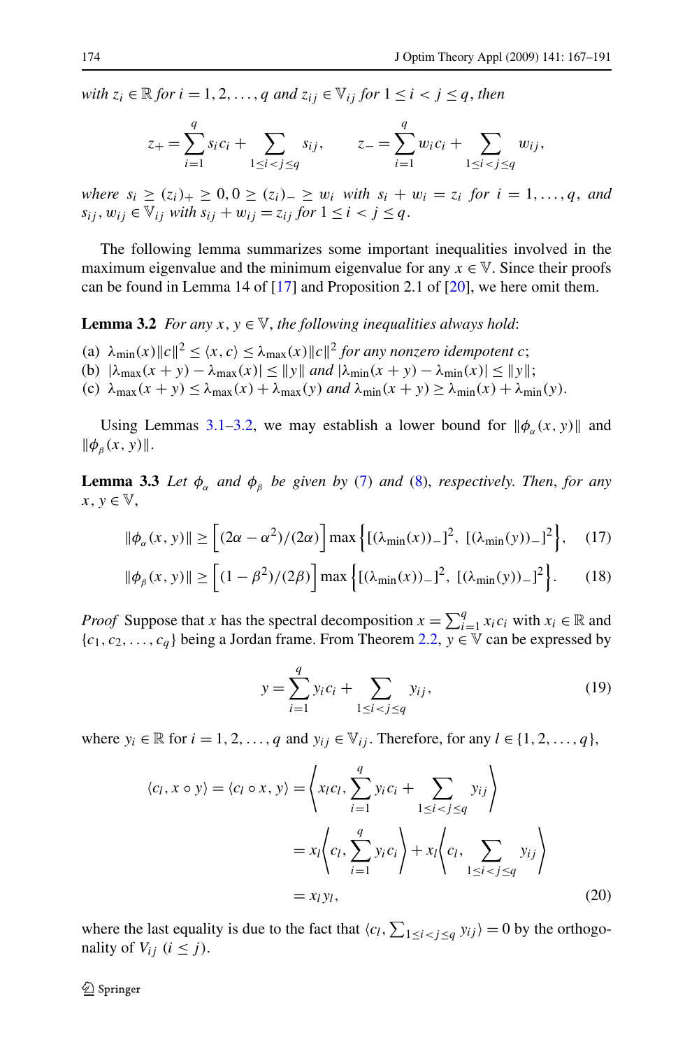*with $z_i \in \mathbb{R}$ for $i = 1, 2, \ldots, q$ and $z_{ij} \in \mathbb{V}_{ij}$ for $1 \le i < j \le q$, then*

$$z_+ = \sum_{i=1}^{q} s_i c_i + \sum_{1 \le i < j \le q} s_{ij}, \qquad z_- = \sum_{i=1}^{q} w_i c_i + \sum_{1 \le i < j \le q} w_{ij},$$

*where $s_i \ge (z_i)_+ \ge 0, 0 \ge (z_i)_- \ge w_i$ with $s_i + w_i = z_i$ for $i = 1, \ldots, q$, and $s_{ij}, w_{ij} \in \mathbb{V}_{ij}$ with $s_{ij} + w_{ij} = z_{ij}$ for $1 \le i < j \le q$.*

The following lemma summarizes some important inequalities involved in the maximum eigenvalue and the minimum eigenvalue for any $x \in \mathbb{V}$. Since their proofs can be found in Lemma 14 of [17] and Proposition 2.1 of [20], we here omit them.

**Lemma 3.2** *For any $x, y \in \mathbb{V}$, the following inequalities always hold*:

(a) $\lambda_{\min}(x)\|c\|^2 \le \langle x, c\rangle \le \lambda_{\max}(x)\|c\|^2$ *for any nonzero idempotent $c$*;
(b) $|\lambda_{\max}(x+y) - \lambda_{\max}(x)| \le \|y\|$ *and* $|\lambda_{\min}(x+y) - \lambda_{\min}(x)| \le \|y\|$;
(c) $\lambda_{\max}(x+y) \le \lambda_{\max}(x) + \lambda_{\max}(y)$ *and* $\lambda_{\min}(x+y) \ge \lambda_{\min}(x) + \lambda_{\min}(y)$.

Using Lemmas 3.1–3.2, we may establish a lower bound for $\|\phi_\alpha(x, y)\|$ and $\|\phi_\beta(x, y)\|$.

**Lemma 3.3** *Let $\phi_\alpha$ and $\phi_\beta$ be given by (7) and (8), respectively. Then, for any $x, y \in \mathbb{V}$,*

$$\|\phi_\alpha(x, y)\| \ge \Big[(2\alpha - \alpha^2)/(2\alpha)\Big] \max\Big\{[(\lambda_{\min}(x))_-]^2,\ [(\lambda_{\min}(y))_-]^2\Big\}, \tag{17}$$

$$\|\phi_\beta(x, y)\| \ge \Big[(1 - \beta^2)/(2\beta)\Big] \max\Big\{[(\lambda_{\min}(x))_-]^2,\ [(\lambda_{\min}(y))_-]^2\Big\}. \tag{18}$$

*Proof* Suppose that $x$ has the spectral decomposition $x = \sum_{i=1}^{q} x_i c_i$ with $x_i \in \mathbb{R}$ and $\{c_1, c_2, \ldots, c_q\}$ being a Jordan frame. From Theorem 2.2, $y \in \mathbb{V}$ can be expressed by

$$y = \sum_{i=1}^{q} y_i c_i + \sum_{1 \le i < j \le q} y_{ij}, \tag{19}$$

where $y_i \in \mathbb{R}$ for $i = 1, 2, \ldots, q$ and $y_{ij} \in \mathbb{V}_{ij}$. Therefore, for any $l \in \{1, 2, \ldots, q\}$,

$$\begin{aligned}
\langle c_l, x \circ y\rangle = \langle c_l \circ x, y\rangle &= \left\langle x_l c_l, \sum_{i=1}^{q} y_i c_i + \sum_{1 \le i < j \le q} y_{ij} \right\rangle \\
&= x_l \left\langle c_l, \sum_{i=1}^{q} y_i c_i \right\rangle + x_l \left\langle c_l, \sum_{1 \le i < j \le q} y_{ij} \right\rangle \\
&= x_l y_l,
\end{aligned} \tag{20}$$

where the last equality is due to the fact that $\langle c_l, \sum_{1 \le i < j \le q} y_{ij}\rangle = 0$ by the orthogonality of $V_{ij}$ $(i \le j)$.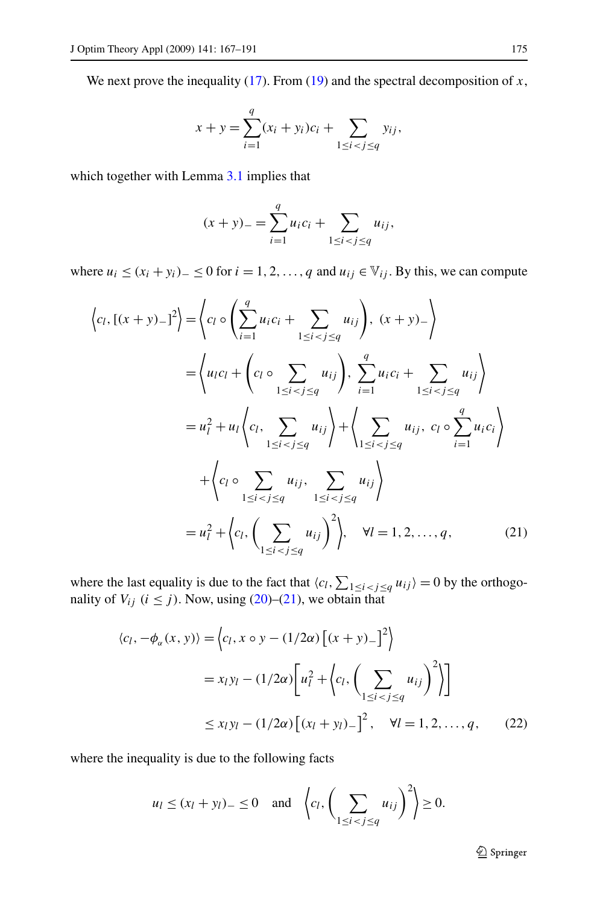We next prove the inequality (17). From (19) and the spectral decomposition of $x$,

$$x + y = \sum_{i=1}^{q} (x_i + y_i) c_i + \sum_{1 \le i < j \le q} y_{ij},$$

which together with Lemma 3.1 implies that

$$(x + y)_- = \sum_{i=1}^{q} u_i c_i + \sum_{1 \le i < j \le q} u_{ij},$$

where $u_i \le (x_i + y_i)_- \le 0$ for $i = 1, 2, \ldots, q$ and $u_{ij} \in \mathbb{V}_{ij}$. By this, we can compute

$$\begin{aligned}
\left\langle c_l, [(x+y)_-]^2 \right\rangle &= \left\langle c_l \circ \left( \sum_{i=1}^{q} u_i c_i + \sum_{1 \le i < j \le q} u_{ij} \right),\ (x+y)_- \right\rangle \\
&= \left\langle u_l c_l + \left( c_l \circ \sum_{1 \le i < j \le q} u_{ij} \right),\ \sum_{i=1}^{q} u_i c_i + \sum_{1 \le i < j \le q} u_{ij} \right\rangle \\
&= u_l^2 + u_l \left\langle c_l,\ \sum_{1 \le i < j \le q} u_{ij} \right\rangle + \left\langle \sum_{1 \le i < j \le q} u_{ij},\ c_l \circ \sum_{i=1}^{q} u_i c_i \right\rangle \\
&\quad + \left\langle c_l \circ \sum_{1 \le i < j \le q} u_{ij},\ \sum_{1 \le i < j \le q} u_{ij} \right\rangle \\
&= u_l^2 + \left\langle c_l, \left( \sum_{1 \le i < j \le q} u_{ij} \right)^2 \right\rangle, \quad \forall l = 1, 2, \ldots, q, \qquad (21)
\end{aligned}$$

where the last equality is due to the fact that $\langle c_l, \sum_{1 \le i < j \le q} u_{ij} \rangle = 0$ by the orthogonality of $V_{ij}$ $(i \le j)$. Now, using (20)–(21), we obtain that

$$\begin{aligned}
\langle c_l, -\phi_\alpha(x, y) \rangle &= \left\langle c_l, x \circ y - (1/2\alpha) \left[ (x+y)_- \right]^2 \right\rangle \\
&= x_l y_l - (1/2\alpha) \left[ u_l^2 + \left\langle c_l, \left( \sum_{1 \le i < j \le q} u_{ij} \right)^2 \right\rangle \right] \\
&\le x_l y_l - (1/2\alpha) \left[ (x_l + y_l)_- \right]^2, \quad \forall l = 1, 2, \ldots, q, \qquad (22)
\end{aligned}$$

where the inequality is due to the following facts

$$u_l \le (x_l + y_l)_- \le 0 \quad \text{and} \quad \left\langle c_l, \left( \sum_{1 \le i < j \le q} u_{ij} \right)^2 \right\rangle \ge 0.$$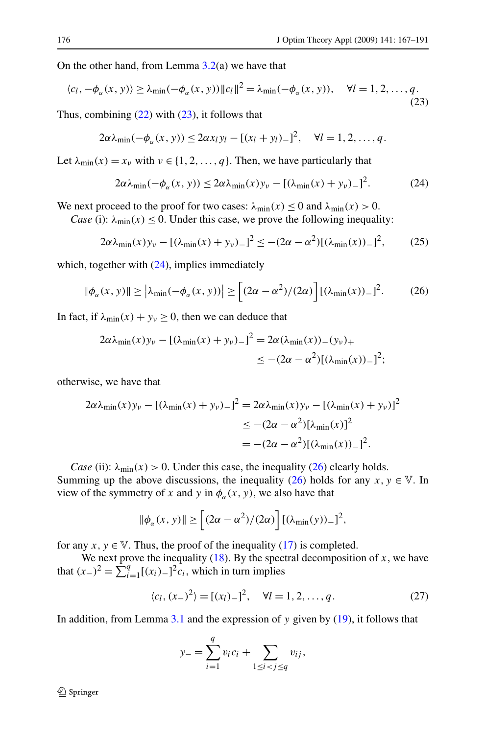On the other hand, from Lemma 3.2(a) we have that

$$\langle c_l, -\phi_\alpha(x,y)\rangle \geq \lambda_{\min}(-\phi_\alpha(x,y))\|c_l\|^2 = \lambda_{\min}(-\phi_\alpha(x,y)), \quad \forall l = 1,2,\ldots,q. \tag{23}$$

Thus, combining (22) with (23), it follows that

$$2\alpha\lambda_{\min}(-\phi_\alpha(x,y)) \leq 2\alpha x_l y_l - [(x_l + y_l)_-]^2, \quad \forall l = 1,2,\ldots,q.$$

Let $\lambda_{\min}(x) = x_\nu$ with $\nu \in \{1,2,\ldots,q\}$. Then, we have particularly that

$$2\alpha\lambda_{\min}(-\phi_\alpha(x,y)) \leq 2\alpha\lambda_{\min}(x)y_\nu - [(\lambda_{\min}(x) + y_\nu)_-]^2. \tag{24}$$

We next proceed to the proof for two cases: $\lambda_{\min}(x) \leq 0$ and $\lambda_{\min}(x) > 0$.

*Case* (i): $\lambda_{\min}(x) \leq 0$. Under this case, we prove the following inequality:

$$2\alpha\lambda_{\min}(x)y_\nu - [(\lambda_{\min}(x) + y_\nu)_-]^2 \leq -(2\alpha - \alpha^2)[(\lambda_{\min}(x))_-]^2, \tag{25}$$

which, together with (24), implies immediately

$$\|\phi_\alpha(x,y)\| \geq \left|\lambda_{\min}(-\phi_\alpha(x,y))\right| \geq \left[(2\alpha - \alpha^2)/(2\alpha)\right][(\lambda_{\min}(x))_-]^2. \tag{26}$$

In fact, if $\lambda_{\min}(x) + y_\nu \geq 0$, then we can deduce that

$$\begin{aligned}2\alpha\lambda_{\min}(x)y_\nu - [(\lambda_{\min}(x) + y_\nu)_-]^2 &= 2\alpha(\lambda_{\min}(x))_-(y_\nu)_+ \\ &\leq -(2\alpha - \alpha^2)[(\lambda_{\min}(x))_-]^2;\end{aligned}$$

otherwise, we have that

$$\begin{aligned}2\alpha\lambda_{\min}(x)y_\nu - [(\lambda_{\min}(x) + y_\nu)_-]^2 &= 2\alpha\lambda_{\min}(x)y_\nu - [(\lambda_{\min}(x) + y_\nu)]^2 \\ &\leq -(2\alpha - \alpha^2)[\lambda_{\min}(x)]^2 \\ &= -(2\alpha - \alpha^2)[(\lambda_{\min}(x))_-]^2.\end{aligned}$$

*Case* (ii): $\lambda_{\min}(x) > 0$. Under this case, the inequality (26) clearly holds.

Summing up the above discussions, the inequality (26) holds for any $x, y \in \mathbb{V}$. In view of the symmetry of $x$ and $y$ in $\phi_\alpha(x,y)$, we also have that

$$\|\phi_\alpha(x,y)\| \geq \left[(2\alpha - \alpha^2)/(2\alpha)\right][(\lambda_{\min}(y))_-]^2,$$

for any $x, y \in \mathbb{V}$. Thus, the proof of the inequality (17) is completed.

We next prove the inequality (18). By the spectral decomposition of $x$, we have that $(x_-)^2 = \sum_{i=1}^{q}[(x_i)_-]^2 c_i$, which in turn implies

$$\langle c_l, (x_-)^2\rangle = [(x_l)_-]^2, \quad \forall l = 1,2,\ldots,q. \tag{27}$$

In addition, from Lemma 3.1 and the expression of $y$ given by (19), it follows that

$$y_- = \sum_{i=1}^{q} v_i c_i + \sum_{1 \leq i < j \leq q} v_{ij},$$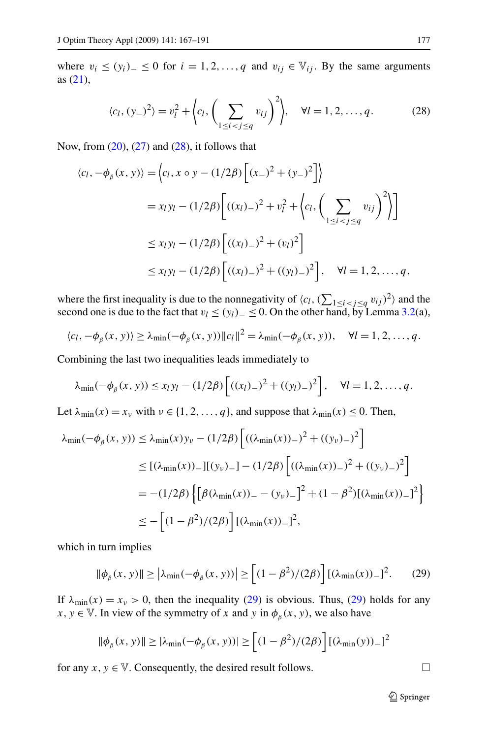where $v_i \leq (y_i)_- \leq 0$ for $i = 1, 2, \ldots, q$ and $v_{ij} \in \mathbb{V}_{ij}$. By the same arguments as (21),

$$\langle c_l, (y_-)^2 \rangle = v_l^2 + \left\langle c_l, \left( \sum_{1 \leq i < j \leq q} v_{ij} \right)^2 \right\rangle, \quad \forall l = 1, 2, \ldots, q. \tag{28}$$

Now, from (20), (27) and (28), it follows that

$$\begin{aligned}
\langle c_l, -\phi_\beta(x, y) \rangle &= \left\langle c_l, x \circ y - (1/2\beta) \left[ (x_-)^2 + (y_-)^2 \right] \right\rangle \\
&= x_l y_l - (1/2\beta) \left[ ((x_l)_-)^2 + v_l^2 + \left\langle c_l, \left( \sum_{1 \leq i < j \leq q} v_{ij} \right)^2 \right\rangle \right] \\
&\leq x_l y_l - (1/2\beta) \left[ ((x_l)_-)^2 + (v_l)^2 \right] \\
&\leq x_l y_l - (1/2\beta) \left[ ((x_l)_-)^2 + ((y_l)_-)^2 \right], \quad \forall l = 1, 2, \ldots, q,
\end{aligned}$$

where the first inequality is due to the nonnegativity of $\langle c_l, (\sum_{1 \leq i < j \leq q} v_{ij})^2 \rangle$ and the second one is due to the fact that $v_l \leq (y_l)_- \leq 0$. On the other hand, by Lemma 3.2(a),

$$\langle c_l, -\phi_\beta(x, y) \rangle \geq \lambda_{\min}(-\phi_\beta(x, y)) \|c_l\|^2 = \lambda_{\min}(-\phi_\beta(x, y)), \quad \forall l = 1, 2, \ldots, q.$$

Combining the last two inequalities leads immediately to

$$\lambda_{\min}(-\phi_\beta(x, y)) \leq x_l y_l - (1/2\beta) \left[ ((x_l)_-)^2 + ((y_l)_-)^2 \right], \quad \forall l = 1, 2, \ldots, q.$$

Let $\lambda_{\min}(x) = x_\nu$ with $\nu \in \{1, 2, \ldots, q\}$, and suppose that $\lambda_{\min}(x) \leq 0$. Then,

$$\begin{aligned}
\lambda_{\min}(-\phi_\beta(x, y)) &\leq \lambda_{\min}(x) y_\nu - (1/2\beta) \left[ ((\lambda_{\min}(x))_-)^2 + ((y_\nu)_-)^2 \right] \\
&\leq [(\lambda_{\min}(x))_-][(y_\nu)_-] - (1/2\beta) \left[ ((\lambda_{\min}(x))_-)^2 + ((y_\nu)_-)^2 \right] \\
&= -(1/2\beta) \left\{ \left[ \beta(\lambda_{\min}(x))_- - (y_\nu)_- \right]^2 + (1 - \beta^2)[(\lambda_{\min}(x))_-]^2 \right\} \\
&\leq - \left[ (1 - \beta^2)/(2\beta) \right] [(\lambda_{\min}(x))_-]^2,
\end{aligned}$$

which in turn implies

$$\|\phi_\beta(x, y)\| \geq \left| \lambda_{\min}(-\phi_\beta(x, y)) \right| \geq \left[ (1 - \beta^2)/(2\beta) \right] [(\lambda_{\min}(x))_-]^2. \tag{29}$$

If $\lambda_{\min}(x) = x_\nu > 0$, then the inequality (29) is obvious. Thus, (29) holds for any $x, y \in \mathbb{V}$. In view of the symmetry of $x$ and $y$ in $\phi_\beta(x, y)$, we also have

$$\|\phi_\beta(x, y)\| \geq |\lambda_{\min}(-\phi_\beta(x, y))| \geq \left[ (1 - \beta^2)/(2\beta) \right] [(\lambda_{\min}(y))_-]^2$$

for any $x, y \in \mathbb{V}$. Consequently, the desired result follows. □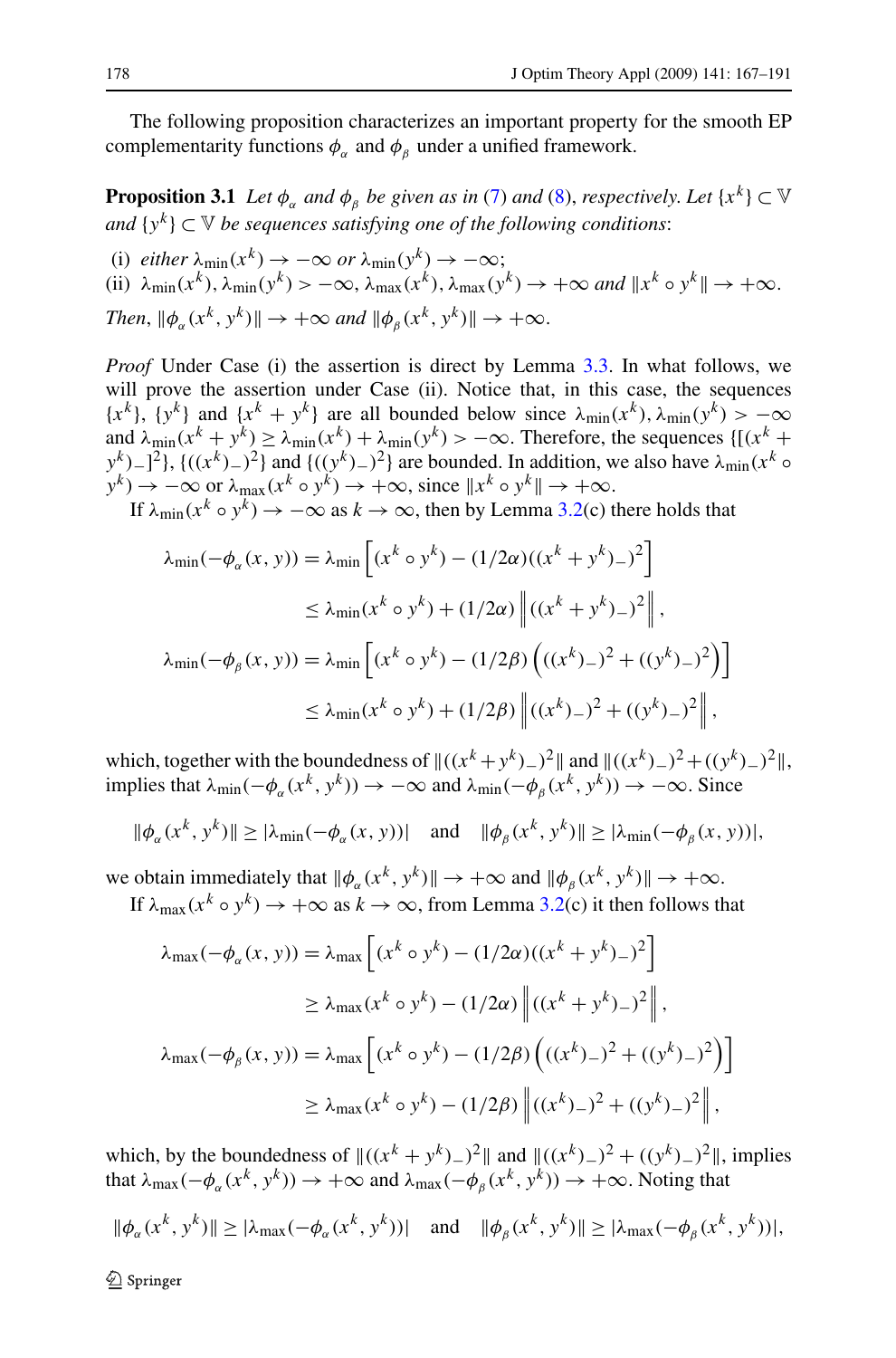The following proposition characterizes an important property for the smooth EP complementarity functions $\phi_\alpha$ and $\phi_\beta$ under a unified framework.

**Proposition 3.1** *Let $\phi_\alpha$ and $\phi_\beta$ be given as in (7) and (8), respectively. Let $\{x^k\} \subset \mathbb{V}$ and $\{y^k\} \subset \mathbb{V}$ be sequences satisfying one of the following conditions*:

(i) *either $\lambda_{\min}(x^k) \to -\infty$ or $\lambda_{\min}(y^k) \to -\infty$*;
(ii) *$\lambda_{\min}(x^k), \lambda_{\min}(y^k) > -\infty$, $\lambda_{\max}(x^k), \lambda_{\max}(y^k) \to +\infty$ and $\|x^k \circ y^k\| \to +\infty$.*

*Then, $\|\phi_\alpha(x^k, y^k)\| \to +\infty$ and $\|\phi_\beta(x^k, y^k)\| \to +\infty$.*

*Proof* Under Case (i) the assertion is direct by Lemma 3.3. In what follows, we will prove the assertion under Case (ii). Notice that, in this case, the sequences $\{x^k\}$, $\{y^k\}$ and $\{x^k + y^k\}$ are all bounded below since $\lambda_{\min}(x^k), \lambda_{\min}(y^k) > -\infty$ and $\lambda_{\min}(x^k + y^k) \geq \lambda_{\min}(x^k) + \lambda_{\min}(y^k) > -\infty$. Therefore, the sequences $\{[(x^k + y^k)_-]^2\}$, $\{((x^k)_-)^2\}$ and $\{((y^k)_-)^2\}$ are bounded. In addition, we also have $\lambda_{\min}(x^k \circ y^k) \to -\infty$ or $\lambda_{\max}(x^k \circ y^k) \to +\infty$, since $\|x^k \circ y^k\| \to +\infty$.

If $\lambda_{\min}(x^k \circ y^k) \to -\infty$ as $k \to \infty$, then by Lemma 3.2(c) there holds that

$$
\begin{aligned}
\lambda_{\min}(-\phi_\alpha(x, y)) &= \lambda_{\min}\left[(x^k \circ y^k) - (1/2\alpha)((x^k + y^k)_-)^2\right] \\
&\leq \lambda_{\min}(x^k \circ y^k) + (1/2\alpha)\left\|((x^k + y^k)_-)^2\right\|, \\
\lambda_{\min}(-\phi_\beta(x, y)) &= \lambda_{\min}\left[(x^k \circ y^k) - (1/2\beta)\left(((x^k)_-)^2 + ((y^k)_-)^2\right)\right] \\
&\leq \lambda_{\min}(x^k \circ y^k) + (1/2\beta)\left\|((x^k)_-)^2 + ((y^k)_-)^2\right\|,
\end{aligned}
$$

which, together with the boundedness of $\|((x^k + y^k)_-)^2\|$ and $\|((x^k)_-)^2 + ((y^k)_-)^2\|$, implies that $\lambda_{\min}(-\phi_\alpha(x^k, y^k)) \to -\infty$ and $\lambda_{\min}(-\phi_\beta(x^k, y^k)) \to -\infty$. Since

$$
\|\phi_\alpha(x^k, y^k)\| \geq |\lambda_{\min}(-\phi_\alpha(x, y))| \quad \text{and} \quad \|\phi_\beta(x^k, y^k)\| \geq |\lambda_{\min}(-\phi_\beta(x, y))|,
$$

we obtain immediately that $\|\phi_\alpha(x^k, y^k)\| \to +\infty$ and $\|\phi_\beta(x^k, y^k)\| \to +\infty$.

If $\lambda_{\max}(x^k \circ y^k) \to +\infty$ as $k \to \infty$, from Lemma 3.2(c) it then follows that

$$
\begin{aligned}
\lambda_{\max}(-\phi_\alpha(x, y)) &= \lambda_{\max}\left[(x^k \circ y^k) - (1/2\alpha)((x^k + y^k)_-)^2\right] \\
&\geq \lambda_{\max}(x^k \circ y^k) - (1/2\alpha)\left\|((x^k + y^k)_-)^2\right\|, \\
\lambda_{\max}(-\phi_\beta(x, y)) &= \lambda_{\max}\left[(x^k \circ y^k) - (1/2\beta)\left(((x^k)_-)^2 + ((y^k)_-)^2\right)\right] \\
&\geq \lambda_{\max}(x^k \circ y^k) - (1/2\beta)\left\|((x^k)_-)^2 + ((y^k)_-)^2\right\|,
\end{aligned}
$$

which, by the boundedness of $\|((x^k + y^k)_-)^2\|$ and $\|((x^k)_-)^2 + ((y^k)_-)^2\|$, implies that $\lambda_{\max}(-\phi_\alpha(x^k, y^k)) \to +\infty$ and $\lambda_{\max}(-\phi_\beta(x^k, y^k)) \to +\infty$. Noting that

$$
\|\phi_\alpha(x^k, y^k)\| \geq |\lambda_{\max}(-\phi_\alpha(x^k, y^k))| \quad \text{and} \quad \|\phi_\beta(x^k, y^k)\| \geq |\lambda_{\max}(-\phi_\beta(x^k, y^k))|,
$$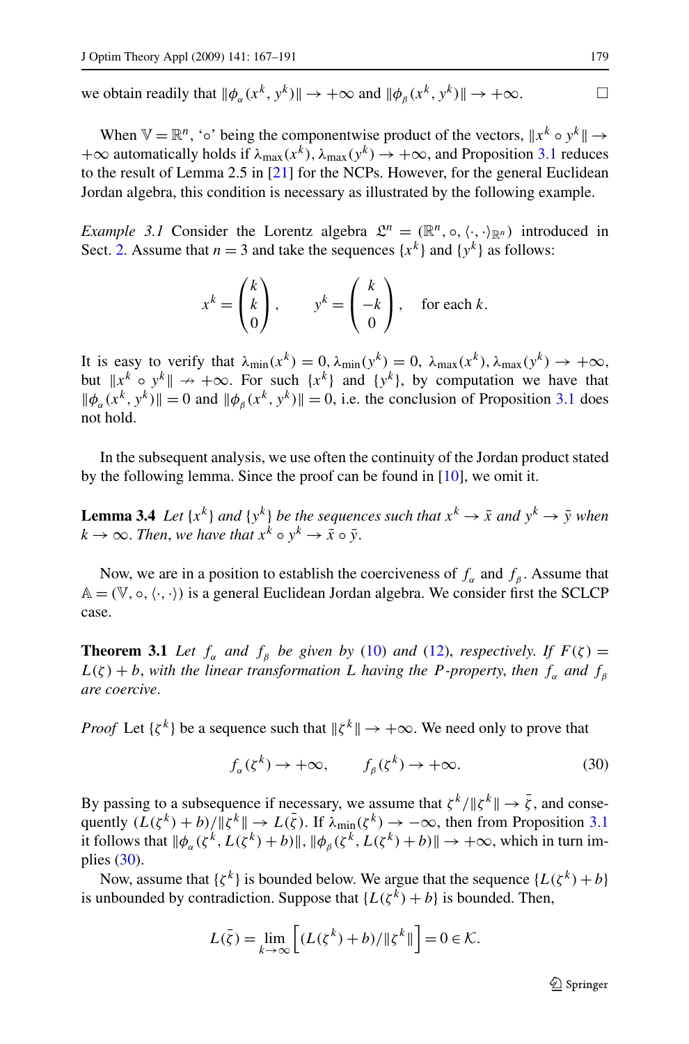we obtain readily that $\|\phi_\alpha(x^k, y^k)\| \to +\infty$ and $\|\phi_\beta(x^k, y^k)\| \to +\infty$. □

When $\mathbb{V} = \mathbb{R}^n$, '$\circ$' being the componentwise product of the vectors, $\|x^k \circ y^k\| \to +\infty$ automatically holds if $\lambda_{\max}(x^k), \lambda_{\max}(y^k) \to +\infty$, and Proposition 3.1 reduces to the result of Lemma 2.5 in [21] for the NCPs. However, for the general Euclidean Jordan algebra, this condition is necessary as illustrated by the following example.

*Example 3.1* Consider the Lorentz algebra $\mathfrak{L}^n = (\mathbb{R}^n, \circ, \langle\cdot,\cdot\rangle_{\mathbb{R}^n})$ introduced in Sect. 2. Assume that $n = 3$ and take the sequences $\{x^k\}$ and $\{y^k\}$ as follows:

$$x^k = \begin{pmatrix} k \\ k \\ 0 \end{pmatrix}, \qquad y^k = \begin{pmatrix} k \\ -k \\ 0 \end{pmatrix}, \quad \text{for each } k.$$

It is easy to verify that $\lambda_{\min}(x^k) = 0$, $\lambda_{\min}(y^k) = 0$, $\lambda_{\max}(x^k), \lambda_{\max}(y^k) \to +\infty$, but $\|x^k \circ y^k\| \nrightarrow +\infty$. For such $\{x^k\}$ and $\{y^k\}$, by computation we have that $\|\phi_\alpha(x^k, y^k)\| = 0$ and $\|\phi_\beta(x^k, y^k)\| = 0$, i.e. the conclusion of Proposition 3.1 does not hold.

In the subsequent analysis, we use often the continuity of the Jordan product stated by the following lemma. Since the proof can be found in [10], we omit it.

**Lemma 3.4** *Let $\{x^k\}$ and $\{y^k\}$ be the sequences such that $x^k \to \bar{x}$ and $y^k \to \bar{y}$ when $k \to \infty$. Then, we have that $x^k \circ y^k \to \bar{x} \circ \bar{y}$.*

Now, we are in a position to establish the coerciveness of $f_\alpha$ and $f_\beta$. Assume that $\mathbb{A} = (\mathbb{V}, \circ, \langle\cdot,\cdot\rangle)$ is a general Euclidean Jordan algebra. We consider first the SCLCP case.

**Theorem 3.1** *Let $f_\alpha$ and $f_\beta$ be given by (10) and (12), respectively. If $F(\zeta) = L(\zeta) + b$, with the linear transformation $L$ having the $P$-property, then $f_\alpha$ and $f_\beta$ are coercive.*

*Proof* Let $\{\zeta^k\}$ be a sequence such that $\|\zeta^k\| \to +\infty$. We need only to prove that

$$f_\alpha(\zeta^k) \to +\infty, \qquad f_\beta(\zeta^k) \to +\infty. \tag{30}$$

By passing to a subsequence if necessary, we assume that $\zeta^k/\|\zeta^k\| \to \bar{\zeta}$, and consequently $(L(\zeta^k) + b)/\|\zeta^k\| \to L(\bar{\zeta})$. If $\lambda_{\min}(\zeta^k) \to -\infty$, then from Proposition 3.1 it follows that $\|\phi_\alpha(\zeta^k, L(\zeta^k) + b)\|, \|\phi_\beta(\zeta^k, L(\zeta^k) + b)\| \to +\infty$, which in turn implies (30).

Now, assume that $\{\zeta^k\}$ is bounded below. We argue that the sequence $\{L(\zeta^k) + b\}$ is unbounded by contradiction. Suppose that $\{L(\zeta^k) + b\}$ is bounded. Then,

$$L(\bar{\zeta}) = \lim_{k\to\infty} \left[(L(\zeta^k) + b)/\|\zeta^k\|\right] = 0 \in \mathcal{K}.$$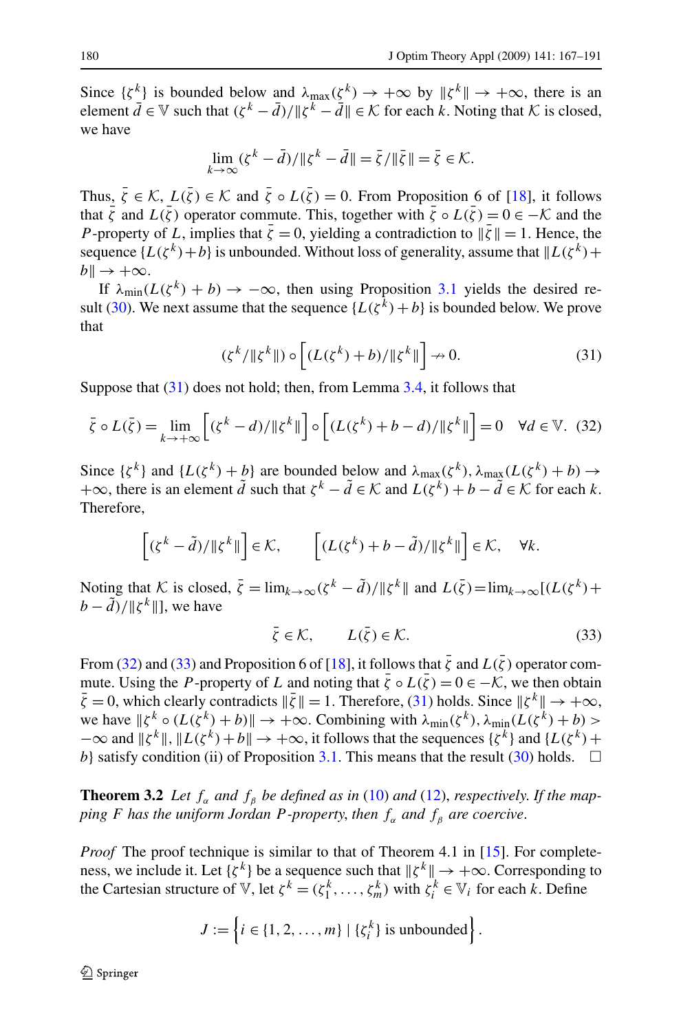Since $\{\zeta^k\}$ is bounded below and $\lambda_{\max}(\zeta^k) \to +\infty$ by $\|\zeta^k\| \to +\infty$, there is an element $\bar{d} \in \mathbb{V}$ such that $(\zeta^k - \bar{d})/\|\zeta^k - \bar{d}\| \in \mathcal{K}$ for each $k$. Noting that $\mathcal{K}$ is closed, we have

$$\lim_{k\to\infty} (\zeta^k - \bar{d})/\|\zeta^k - \bar{d}\| = \bar{\zeta}/\|\bar{\zeta}\| = \bar{\zeta} \in \mathcal{K}.$$

Thus, $\bar{\zeta} \in \mathcal{K}$, $L(\bar{\zeta}) \in \mathcal{K}$ and $\bar{\zeta} \circ L(\bar{\zeta}) = 0$. From Proposition 6 of [18], it follows that $\bar{\zeta}$ and $L(\bar{\zeta})$ operator commute. This, together with $\bar{\zeta} \circ L(\bar{\zeta}) = 0 \in -\mathcal{K}$ and the $P$-property of $L$, implies that $\bar{\zeta} = 0$, yielding a contradiction to $\|\bar{\zeta}\| = 1$. Hence, the sequence $\{L(\zeta^k) + b\}$ is unbounded. Without loss of generality, assume that $\|L(\zeta^k) + b\| \to +\infty$.

If $\lambda_{\min}(L(\zeta^k) + b) \to -\infty$, then using Proposition 3.1 yields the desired result (30). We next assume that the sequence $\{L(\zeta^k) + b\}$ is bounded below. We prove that

$$(\zeta^k/\|\zeta^k\|) \circ \left[(L(\zeta^k) + b)/\|\zeta^k\|\right] \nrightarrow 0. \tag{31}$$

Suppose that (31) does not hold; then, from Lemma 3.4, it follows that

$$\bar{\zeta} \circ L(\bar{\zeta}) = \lim_{k\to+\infty} \left[(\zeta^k - d)/\|\zeta^k\|\right] \circ \left[(L(\zeta^k) + b - d)/\|\zeta^k\|\right] = 0 \quad \forall d \in \mathbb{V}. \tag{32}$$

Since $\{\zeta^k\}$ and $\{L(\zeta^k) + b\}$ are bounded below and $\lambda_{\max}(\zeta^k), \lambda_{\max}(L(\zeta^k) + b) \to +\infty$, there is an element $\tilde{d}$ such that $\zeta^k - \tilde{d} \in \mathcal{K}$ and $L(\zeta^k) + b - \tilde{d} \in \mathcal{K}$ for each $k$. Therefore,

$$\left[(\zeta^k - \tilde{d})/\|\zeta^k\|\right] \in \mathcal{K}, \qquad \left[(L(\zeta^k) + b - \tilde{d})/\|\zeta^k\|\right] \in \mathcal{K}, \quad \forall k.$$

Noting that $\mathcal{K}$ is closed, $\bar{\zeta} = \lim_{k\to\infty}(\zeta^k - \tilde{d})/\|\zeta^k\|$ and $L(\bar{\zeta}) = \lim_{k\to\infty}[(L(\zeta^k) + b - \tilde{d})/\|\zeta^k\|]$, we have

$$\bar{\zeta} \in \mathcal{K}, \qquad L(\bar{\zeta}) \in \mathcal{K}. \tag{33}$$

From (32) and (33) and Proposition 6 of [18], it follows that $\bar{\zeta}$ and $L(\bar{\zeta})$ operator commute. Using the $P$-property of $L$ and noting that $\bar{\zeta} \circ L(\bar{\zeta}) = 0 \in -\mathcal{K}$, we then obtain $\bar{\zeta} = 0$, which clearly contradicts $\|\bar{\zeta}\| = 1$. Therefore, (31) holds. Since $\|\zeta^k\| \to +\infty$, we have $\|\zeta^k \circ (L(\zeta^k) + b)\| \to +\infty$. Combining with $\lambda_{\min}(\zeta^k), \lambda_{\min}(L(\zeta^k) + b) > -\infty$ and $\|\zeta^k\|, \|L(\zeta^k) + b\| \to +\infty$, it follows that the sequences $\{\zeta^k\}$ and $\{L(\zeta^k) + b\}$ satisfy condition (ii) of Proposition 3.1. This means that the result (30) holds. $\square$

**Theorem 3.2** *Let $f_\alpha$ and $f_\beta$ be defined as in (10) and (12), respectively. If the mapping $F$ has the uniform Jordan $P$-property, then $f_\alpha$ and $f_\beta$ are coercive.*

*Proof* The proof technique is similar to that of Theorem 4.1 in [15]. For completeness, we include it. Let $\{\zeta^k\}$ be a sequence such that $\|\zeta^k\| \to +\infty$. Corresponding to the Cartesian structure of $\mathbb{V}$, let $\zeta^k = (\zeta_1^k, \ldots, \zeta_m^k)$ with $\zeta_i^k \in \mathbb{V}_i$ for each $k$. Define

$$J := \left\{ i \in \{1, 2, \ldots, m\} \mid \{\zeta_i^k\} \text{ is unbounded} \right\}.$$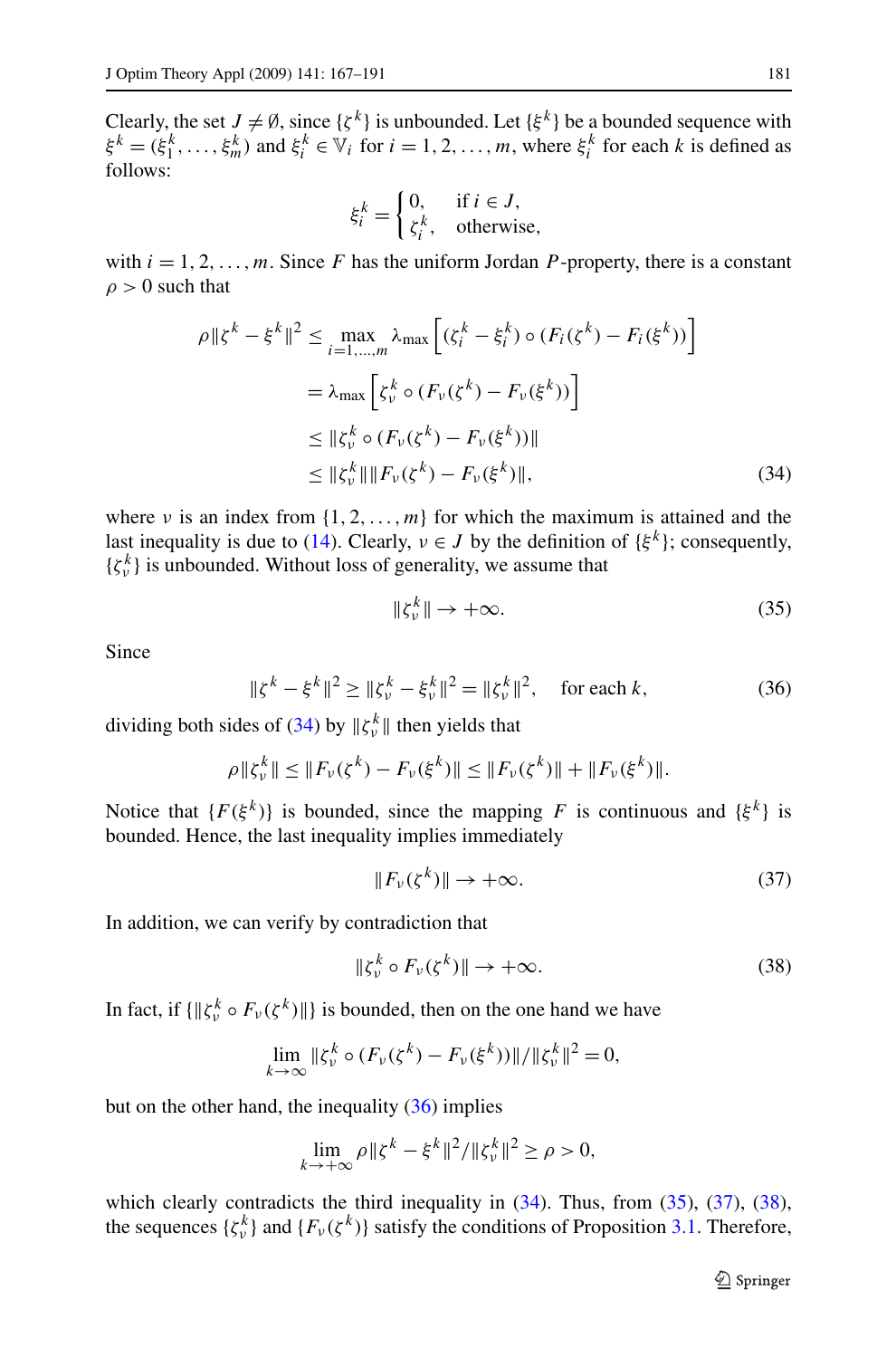Clearly, the set $J \neq \emptyset$, since $\{\zeta^k\}$ is unbounded. Let $\{\xi^k\}$ be a bounded sequence with $\xi^k = (\xi_1^k, \ldots, \xi_m^k)$ and $\xi_i^k \in \mathbb{V}_i$ for $i = 1, 2, \ldots, m$, where $\xi_i^k$ for each $k$ is defined as follows:

$$\xi_i^k = \begin{cases} 0, & \text{if } i \in J, \\ \zeta_i^k, & \text{otherwise,} \end{cases}$$

with $i = 1, 2, \ldots, m$. Since $F$ has the uniform Jordan $P$-property, there is a constant $\rho > 0$ such that

$$\begin{aligned} \rho \|\zeta^k - \xi^k\|^2 &\leq \max_{i=1,\ldots,m} \lambda_{\max}\left[(\zeta_i^k - \xi_i^k) \circ (F_i(\zeta^k) - F_i(\xi^k))\right] \\ &= \lambda_{\max}\left[\zeta_\nu^k \circ (F_\nu(\zeta^k) - F_\nu(\xi^k))\right] \\ &\leq \|\zeta_\nu^k \circ (F_\nu(\zeta^k) - F_\nu(\xi^k))\| \\ &\leq \|\zeta_\nu^k\| \|F_\nu(\zeta^k) - F_\nu(\xi^k)\|, \end{aligned} \tag{34}$$

where $\nu$ is an index from $\{1, 2, \ldots, m\}$ for which the maximum is attained and the last inequality is due to (14). Clearly, $\nu \in J$ by the definition of $\{\xi^k\}$; consequently, $\{\zeta_\nu^k\}$ is unbounded. Without loss of generality, we assume that

$$\|\zeta_\nu^k\| \to +\infty. \tag{35}$$

Since

$$\|\zeta^k - \xi^k\|^2 \geq \|\zeta_\nu^k - \xi_\nu^k\|^2 = \|\zeta_\nu^k\|^2, \quad \text{for each } k, \tag{36}$$

dividing both sides of (34) by $\|\zeta_\nu^k\|$ then yields that

$$\rho \|\zeta_\nu^k\| \leq \|F_\nu(\zeta^k) - F_\nu(\xi^k)\| \leq \|F_\nu(\zeta^k)\| + \|F_\nu(\xi^k)\|.$$

Notice that $\{F(\xi^k)\}$ is bounded, since the mapping $F$ is continuous and $\{\xi^k\}$ is bounded. Hence, the last inequality implies immediately

$$\|F_\nu(\zeta^k)\| \to +\infty. \tag{37}$$

In addition, we can verify by contradiction that

$$\|\zeta_\nu^k \circ F_\nu(\zeta^k)\| \to +\infty. \tag{38}$$

In fact, if $\{\|\zeta_\nu^k \circ F_\nu(\zeta^k)\|\}$ is bounded, then on the one hand we have

$$\lim_{k \to \infty} \|\zeta_\nu^k \circ (F_\nu(\zeta^k) - F_\nu(\xi^k))\| / \|\zeta_\nu^k\|^2 = 0,$$

but on the other hand, the inequality (36) implies

$$\lim_{k \to +\infty} \rho \|\zeta^k - \xi^k\|^2 / \|\zeta_\nu^k\|^2 \geq \rho > 0,$$

which clearly contradicts the third inequality in (34). Thus, from (35), (37), (38), the sequences $\{\zeta_\nu^k\}$ and $\{F_\nu(\zeta^k)\}$ satisfy the conditions of Proposition 3.1. Therefore,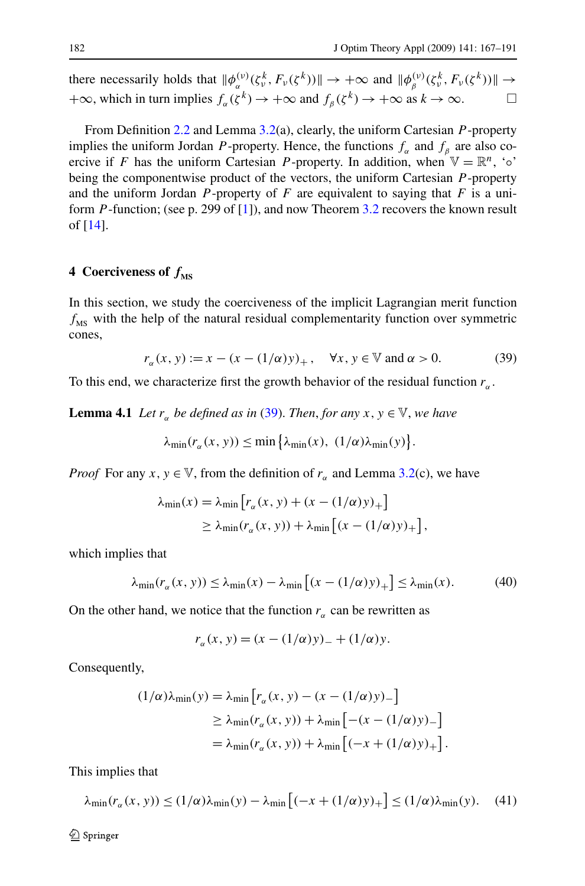there necessarily holds that $\|\phi_{\alpha}^{(\nu)}(\zeta_{\nu}^{k}, F_{\nu}(\zeta^{k}))\| \to +\infty$ and $\|\phi_{\beta}^{(\nu)}(\zeta_{\nu}^{k}, F_{\nu}(\zeta^{k}))\| \to +\infty$, which in turn implies $f_{\alpha}(\zeta^{k}) \to +\infty$ and $f_{\beta}(\zeta^{k}) \to +\infty$ as $k \to \infty$. □

From Definition 2.2 and Lemma 3.2(a), clearly, the uniform Cartesian $P$-property implies the uniform Jordan $P$-property. Hence, the functions $f_{\alpha}$ and $f_{\beta}$ are also coercive if $F$ has the uniform Cartesian $P$-property. In addition, when $\mathbb{V} = \mathbb{R}^n$, '$\circ$' being the componentwise product of the vectors, the uniform Cartesian $P$-property and the uniform Jordan $P$-property of $F$ are equivalent to saying that $F$ is a uniform $P$-function; (see p. 299 of [1]), and now Theorem 3.2 recovers the known result of [14].

## 4 Coerciveness of $f_{\mathrm{MS}}$

In this section, we study the coerciveness of the implicit Lagrangian merit function $f_{\mathrm{MS}}$ with the help of the natural residual complementarity function over symmetric cones,

$$r_{\alpha}(x, y) := x - (x - (1/\alpha)y)_{+}, \quad \forall x, y \in \mathbb{V} \text{ and } \alpha > 0. \tag{39}$$

To this end, we characterize first the growth behavior of the residual function $r_{\alpha}$.

**Lemma 4.1** *Let $r_{\alpha}$ be defined as in (39). Then, for any $x, y \in \mathbb{V}$, we have*

$$\lambda_{\min}(r_{\alpha}(x, y)) \leq \min\left\{\lambda_{\min}(x),\ (1/\alpha)\lambda_{\min}(y)\right\}.$$

*Proof* For any $x, y \in \mathbb{V}$, from the definition of $r_{\alpha}$ and Lemma 3.2(c), we have

$$\begin{aligned}
\lambda_{\min}(x) &= \lambda_{\min}\left[r_{\alpha}(x, y) + (x - (1/\alpha)y)_{+}\right] \\
&\geq \lambda_{\min}(r_{\alpha}(x, y)) + \lambda_{\min}\left[(x - (1/\alpha)y)_{+}\right],
\end{aligned}$$

which implies that

$$\lambda_{\min}(r_{\alpha}(x, y)) \leq \lambda_{\min}(x) - \lambda_{\min}\left[(x - (1/\alpha)y)_{+}\right] \leq \lambda_{\min}(x). \tag{40}$$

On the other hand, we notice that the function $r_{\alpha}$ can be rewritten as

$$r_{\alpha}(x, y) = (x - (1/\alpha)y)_{-} + (1/\alpha)y.$$

Consequently,

$$\begin{aligned}
(1/\alpha)\lambda_{\min}(y) &= \lambda_{\min}\left[r_{\alpha}(x, y) - (x - (1/\alpha)y)_{-}\right] \\
&\geq \lambda_{\min}(r_{\alpha}(x, y)) + \lambda_{\min}\left[-(x - (1/\alpha)y)_{-}\right] \\
&= \lambda_{\min}(r_{\alpha}(x, y)) + \lambda_{\min}\left[(-x + (1/\alpha)y)_{+}\right].
\end{aligned}$$

This implies that

$$\lambda_{\min}(r_{\alpha}(x, y)) \leq (1/\alpha)\lambda_{\min}(y) - \lambda_{\min}\left[(-x + (1/\alpha)y)_{+}\right] \leq (1/\alpha)\lambda_{\min}(y). \tag{41}$$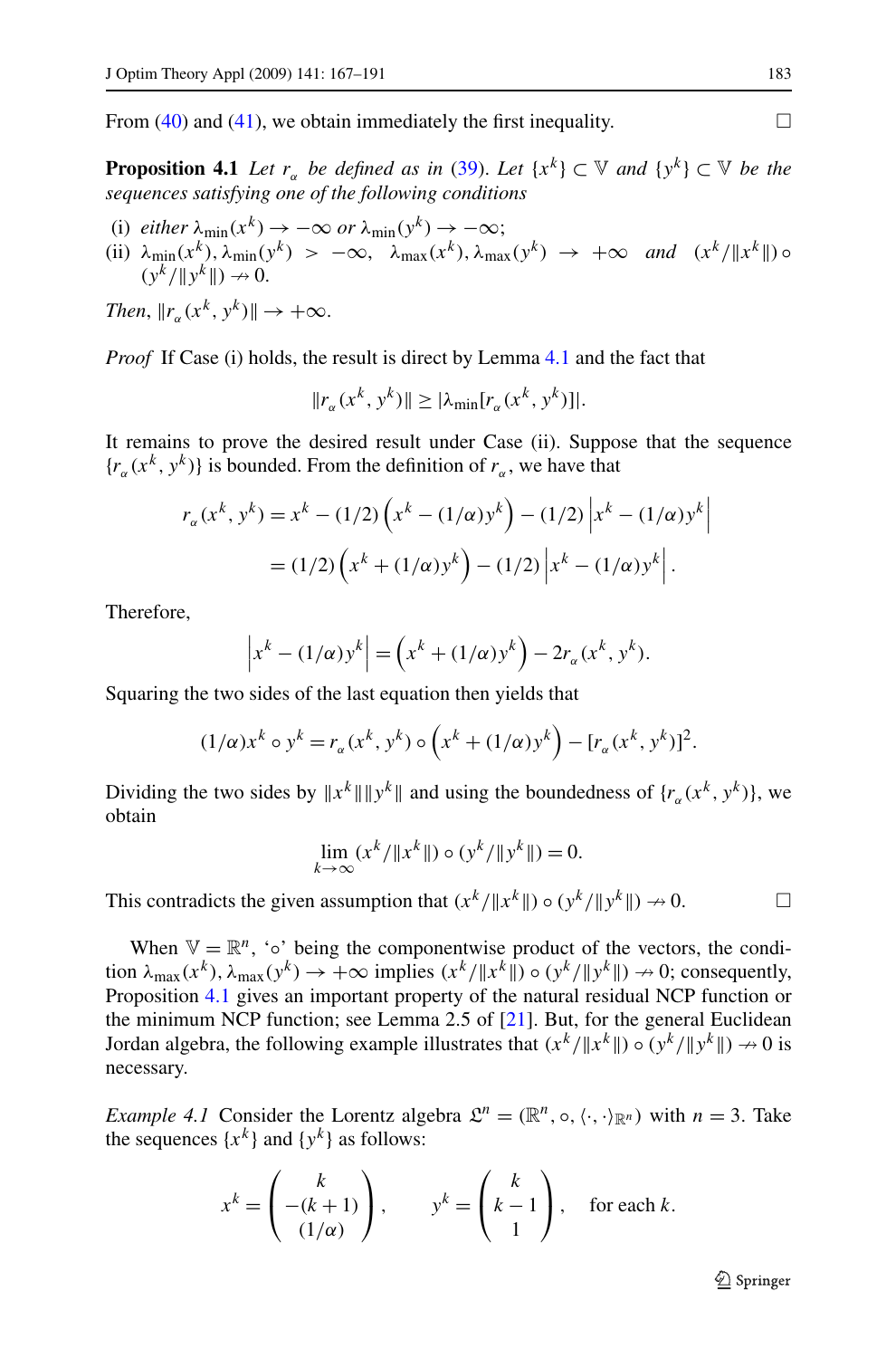From (40) and (41), we obtain immediately the first inequality. □

**Proposition 4.1** *Let $r_\alpha$ be defined as in (39). Let $\{x^k\} \subset \mathbb{V}$ and $\{y^k\} \subset \mathbb{V}$ be the sequences satisfying one of the following conditions*

(i) *either $\lambda_{\min}(x^k) \to -\infty$ or $\lambda_{\min}(y^k) \to -\infty$;*
(ii) *$\lambda_{\min}(x^k), \lambda_{\min}(y^k) > -\infty$, $\lambda_{\max}(x^k), \lambda_{\max}(y^k) \to +\infty$ and $(x^k/\|x^k\|) \circ (y^k/\|y^k\|) \nrightarrow 0$.*

*Then, $\|r_\alpha(x^k, y^k)\| \to +\infty$.*

*Proof* If Case (i) holds, the result is direct by Lemma 4.1 and the fact that

$$\|r_\alpha(x^k, y^k)\| \geq |\lambda_{\min}[r_\alpha(x^k, y^k)]|.$$

It remains to prove the desired result under Case (ii). Suppose that the sequence $\{r_\alpha(x^k, y^k)\}$ is bounded. From the definition of $r_\alpha$, we have that

$$\begin{aligned} r_\alpha(x^k, y^k) &= x^k - (1/2)\left(x^k - (1/\alpha)y^k\right) - (1/2)\left|x^k - (1/\alpha)y^k\right| \\ &= (1/2)\left(x^k + (1/\alpha)y^k\right) - (1/2)\left|x^k - (1/\alpha)y^k\right|. \end{aligned}$$

Therefore,

$$\left|x^k - (1/\alpha)y^k\right| = \left(x^k + (1/\alpha)y^k\right) - 2r_\alpha(x^k, y^k).$$

Squaring the two sides of the last equation then yields that

$$(1/\alpha)x^k \circ y^k = r_\alpha(x^k, y^k) \circ \left(x^k + (1/\alpha)y^k\right) - [r_\alpha(x^k, y^k)]^2.$$

Dividing the two sides by $\|x^k\|\|y^k\|$ and using the boundedness of $\{r_\alpha(x^k, y^k)\}$, we obtain

$$\lim_{k\to\infty} (x^k/\|x^k\|) \circ (y^k/\|y^k\|) = 0.$$

This contradicts the given assumption that $(x^k/\|x^k\|) \circ (y^k/\|y^k\|) \nrightarrow 0$. □

When $\mathbb{V} = \mathbb{R}^n$, '$\circ$' being the componentwise product of the vectors, the condition $\lambda_{\max}(x^k), \lambda_{\max}(y^k) \to +\infty$ implies $(x^k/\|x^k\|) \circ (y^k/\|y^k\|) \nrightarrow 0$; consequently, Proposition 4.1 gives an important property of the natural residual NCP function or the minimum NCP function; see Lemma 2.5 of [21]. But, for the general Euclidean Jordan algebra, the following example illustrates that $(x^k/\|x^k\|) \circ (y^k/\|y^k\|) \nrightarrow 0$ is necessary.

*Example 4.1* Consider the Lorentz algebra $\mathfrak{L}^n = (\mathbb{R}^n, \circ, \langle\cdot,\cdot\rangle_{\mathbb{R}^n})$ with $n = 3$. Take the sequences $\{x^k\}$ and $\{y^k\}$ as follows:

$$x^k = \begin{pmatrix} k \\ -(k+1) \\ (1/\alpha) \end{pmatrix}, \qquad y^k = \begin{pmatrix} k \\ k-1 \\ 1 \end{pmatrix}, \quad \text{for each } k.$$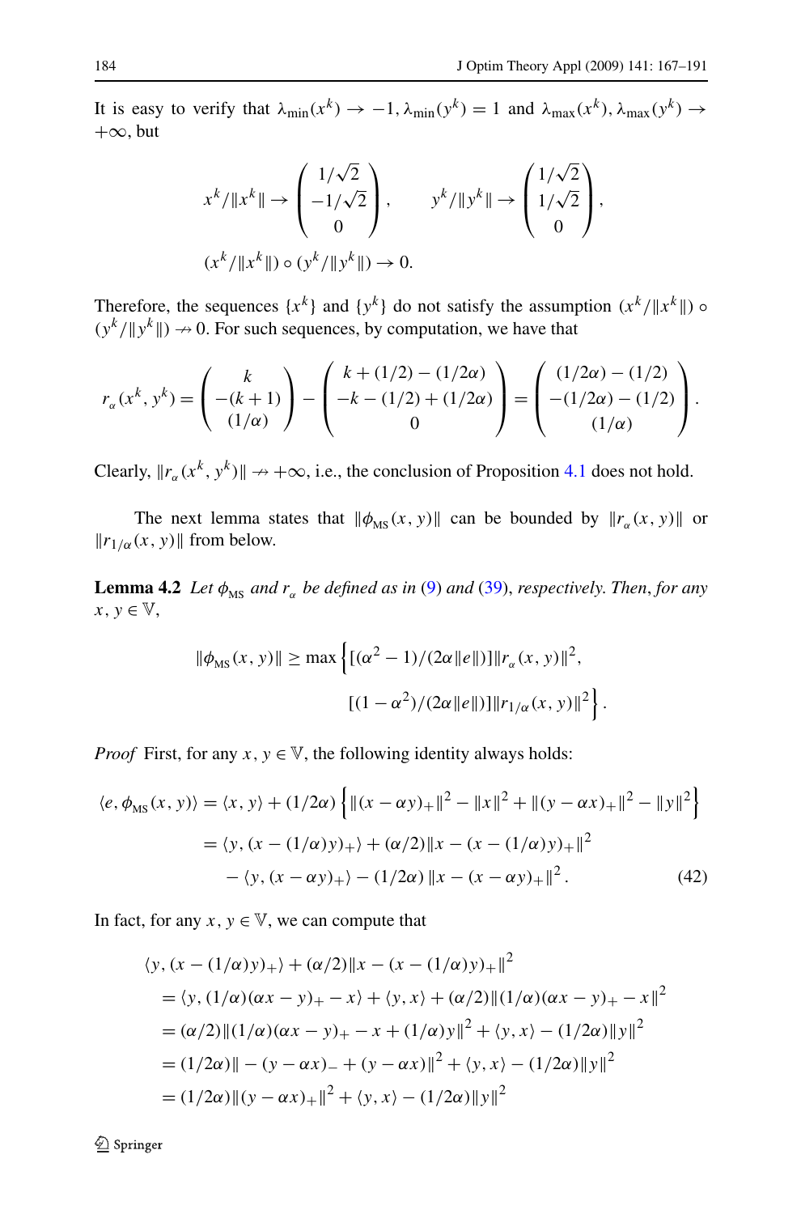It is easy to verify that $\lambda_{\min}(x^k) \to -1$, $\lambda_{\min}(y^k) = 1$ and $\lambda_{\max}(x^k), \lambda_{\max}(y^k) \to +\infty$, but

$$
x^k/\|x^k\| \to \begin{pmatrix} 1/\sqrt{2} \\ -1/\sqrt{2} \\ 0 \end{pmatrix}, \qquad y^k/\|y^k\| \to \begin{pmatrix} 1/\sqrt{2} \\ 1/\sqrt{2} \\ 0 \end{pmatrix},
$$

$$
(x^k/\|x^k\|) \circ (y^k/\|y^k\|) \to 0.
$$

Therefore, the sequences $\{x^k\}$ and $\{y^k\}$ do not satisfy the assumption $(x^k/\|x^k\|) \circ (y^k/\|y^k\|) \nrightarrow 0$. For such sequences, by computation, we have that

$$
r_\alpha(x^k, y^k) = \begin{pmatrix} k \\ -(k+1) \\ (1/\alpha) \end{pmatrix} - \begin{pmatrix} k + (1/2) - (1/2\alpha) \\ -k - (1/2) + (1/2\alpha) \\ 0 \end{pmatrix} = \begin{pmatrix} (1/2\alpha) - (1/2) \\ -(1/2\alpha) - (1/2) \\ (1/\alpha) \end{pmatrix}.
$$

Clearly, $\|r_\alpha(x^k, y^k)\| \nrightarrow +\infty$, i.e., the conclusion of Proposition 4.1 does not hold.

The next lemma states that $\|\phi_{\mathrm{MS}}(x, y)\|$ can be bounded by $\|r_\alpha(x, y)\|$ or $\|r_{1/\alpha}(x, y)\|$ from below.

**Lemma 4.2** *Let $\phi_{\mathrm{MS}}$ and $r_\alpha$ be defined as in* (9) *and* (39), *respectively. Then, for any $x, y \in \mathbb{V}$,*

$$
\|\phi_{\mathrm{MS}}(x, y)\| \geq \max\Big\{[(\alpha^2 - 1)/(2\alpha\|e\|)]\|r_\alpha(x, y)\|^2, \\ [(1 - \alpha^2)/(2\alpha\|e\|)]\|r_{1/\alpha}(x, y)\|^2\Big\}.
$$

*Proof* First, for any $x, y \in \mathbb{V}$, the following identity always holds:

$$
\begin{aligned}
\langle e, \phi_{\mathrm{MS}}(x, y)\rangle &= \langle x, y\rangle + (1/2\alpha)\Big\{\|(x - \alpha y)_+\|^2 - \|x\|^2 + \|(y - \alpha x)_+\|^2 - \|y\|^2\Big\} \\
&= \langle y, (x - (1/\alpha)y)_+\rangle + (\alpha/2)\|x - (x - (1/\alpha)y)_+\|^2 \\
&\quad - \langle y, (x - \alpha y)_+\rangle - (1/2\alpha)\|x - (x - \alpha y)_+\|^2.
\end{aligned} \tag{42}
$$

In fact, for any $x, y \in \mathbb{V}$, we can compute that

$$
\begin{aligned}
&\langle y, (x - (1/\alpha)y)_+\rangle + (\alpha/2)\|x - (x - (1/\alpha)y)_+\|^2 \\
&= \langle y, (1/\alpha)(\alpha x - y)_+ - x\rangle + \langle y, x\rangle + (\alpha/2)\|(1/\alpha)(\alpha x - y)_+ - x\|^2 \\
&= (\alpha/2)\|(1/\alpha)(\alpha x - y)_+ - x + (1/\alpha)y\|^2 + \langle y, x\rangle - (1/2\alpha)\|y\|^2 \\
&= (1/2\alpha)\| - (y - \alpha x)_- + (y - \alpha x)\|^2 + \langle y, x\rangle - (1/2\alpha)\|y\|^2 \\
&= (1/2\alpha)\|(y - \alpha x)_+\|^2 + \langle y, x\rangle - (1/2\alpha)\|y\|^2
\end{aligned}
$$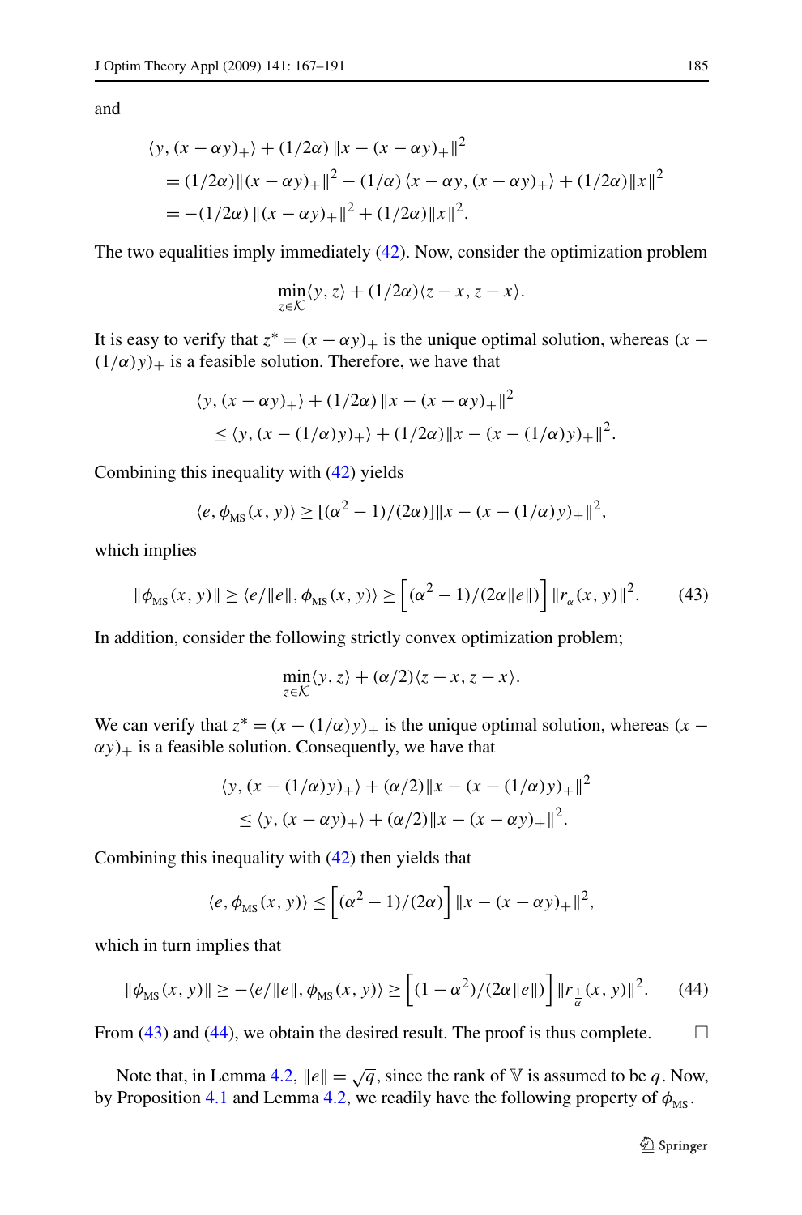and

$$
\begin{aligned}
&\langle y, (x-\alpha y)_+\rangle + (1/2\alpha)\,\|x-(x-\alpha y)_+\|^2 \\
&\quad = (1/2\alpha)\|(x-\alpha y)_+\|^2 - (1/\alpha)\,\langle x-\alpha y, (x-\alpha y)_+\rangle + (1/2\alpha)\|x\|^2 \\
&\quad = -(1/2\alpha)\,\|(x-\alpha y)_+\|^2 + (1/2\alpha)\|x\|^2.
\end{aligned}
$$

The two equalities imply immediately (42). Now, consider the optimization problem

$$
\min_{z\in\mathcal{K}} \langle y, z\rangle + (1/2\alpha)\langle z-x, z-x\rangle.
$$

It is easy to verify that $z^* = (x-\alpha y)_+$ is the unique optimal solution, whereas $(x-(1/\alpha)y)_+$ is a feasible solution. Therefore, we have that

$$
\begin{aligned}
&\langle y, (x-\alpha y)_+\rangle + (1/2\alpha)\,\|x-(x-\alpha y)_+\|^2 \\
&\quad \le \langle y, (x-(1/\alpha)y)_+\rangle + (1/2\alpha)\|x-(x-(1/\alpha)y)_+\|^2.
\end{aligned}
$$

Combining this inequality with (42) yields

$$
\langle e, \phi_{\rm MS}(x,y)\rangle \ge [(\alpha^2-1)/(2\alpha)]\|x-(x-(1/\alpha)y)_+\|^2,
$$

which implies

$$
\|\phi_{\rm MS}(x,y)\| \ge \langle e/\|e\|, \phi_{\rm MS}(x,y)\rangle \ge \Big[(\alpha^2-1)/(2\alpha\|e\|)\Big]\,\|r_{\alpha}(x,y)\|^2. \tag{43}
$$

In addition, consider the following strictly convex optimization problem;

$$
\min_{z\in\mathcal{K}} \langle y, z\rangle + (\alpha/2)\langle z-x, z-x\rangle.
$$

We can verify that $z^* = (x-(1/\alpha)y)_+$ is the unique optimal solution, whereas $(x-\alpha y)_+$ is a feasible solution. Consequently, we have that

$$
\begin{aligned}
&\langle y, (x-(1/\alpha)y)_+\rangle + (\alpha/2)\|x-(x-(1/\alpha)y)_+\|^2 \\
&\quad \le \langle y, (x-\alpha y)_+\rangle + (\alpha/2)\|x-(x-\alpha y)_+\|^2.
\end{aligned}
$$

Combining this inequality with (42) then yields that

$$
\langle e, \phi_{\rm MS}(x,y)\rangle \le \Big[(\alpha^2-1)/(2\alpha)\Big]\,\|x-(x-\alpha y)_+\|^2,
$$

which in turn implies that

$$
\|\phi_{\rm MS}(x,y)\| \ge -\langle e/\|e\|, \phi_{\rm MS}(x,y)\rangle \ge \Big[(1-\alpha^2)/(2\alpha\|e\|)\Big]\,\|r_{\frac{1}{\alpha}}(x,y)\|^2. \tag{44}
$$

From (43) and (44), we obtain the desired result. The proof is thus complete. □

Note that, in Lemma 4.2, $\|e\| = \sqrt{q}$, since the rank of $\mathbb{V}$ is assumed to be $q$. Now, by Proposition 4.1 and Lemma 4.2, we readily have the following property of $\phi_{\rm MS}$.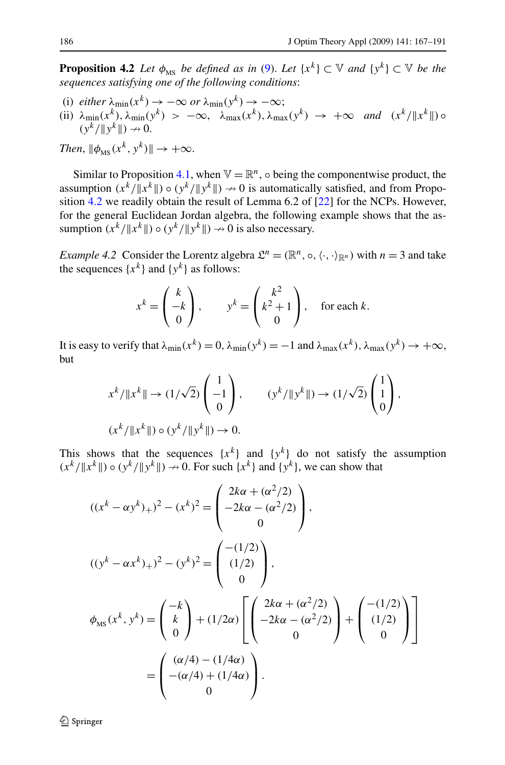**Proposition 4.2** *Let $\phi_{\text{MS}}$ be defined as in (9). Let $\{x^k\} \subset \mathbb{V}$ and $\{y^k\} \subset \mathbb{V}$ be the sequences satisfying one of the following conditions*:

(i) *either* $\lambda_{\min}(x^k) \to -\infty$ *or* $\lambda_{\min}(y^k) \to -\infty$;
(ii) $\lambda_{\min}(x^k), \lambda_{\min}(y^k) > -\infty$, $\lambda_{\max}(x^k), \lambda_{\max}(y^k) \to +\infty$ *and* $(x^k/\|x^k\|) \circ (y^k/\|y^k\|) \nrightarrow 0$.

*Then*, $\|\phi_{\text{MS}}(x^k, y^k)\| \to +\infty$.

Similar to Proposition 4.1, when $\mathbb{V} = \mathbb{R}^n$, $\circ$ being the componentwise product, the assumption $(x^k/\|x^k\|) \circ (y^k/\|y^k\|) \nrightarrow 0$ is automatically satisfied, and from Proposition 4.2 we readily obtain the result of Lemma 6.2 of [22] for the NCPs. However, for the general Euclidean Jordan algebra, the following example shows that the assumption $(x^k/\|x^k\|) \circ (y^k/\|y^k\|) \nrightarrow 0$ is also necessary.

*Example 4.2* Consider the Lorentz algebra $\mathfrak{L}^n = (\mathbb{R}^n, \circ, \langle\cdot,\cdot\rangle_{\mathbb{R}^n})$ with $n = 3$ and take the sequences $\{x^k\}$ and $\{y^k\}$ as follows:

$$x^k = \begin{pmatrix} k \\ -k \\ 0 \end{pmatrix}, \qquad y^k = \begin{pmatrix} k^2 \\ k^2+1 \\ 0 \end{pmatrix}, \quad \text{for each } k.$$

It is easy to verify that $\lambda_{\min}(x^k) = 0$, $\lambda_{\min}(y^k) = -1$ and $\lambda_{\max}(x^k), \lambda_{\max}(y^k) \to +\infty$, but

$$x^k/\|x^k\| \to (1/\sqrt{2}) \begin{pmatrix} 1 \\ -1 \\ 0 \end{pmatrix}, \qquad (y^k/\|y^k\|) \to (1/\sqrt{2}) \begin{pmatrix} 1 \\ 1 \\ 0 \end{pmatrix},$$

$$(x^k/\|x^k\|) \circ (y^k/\|y^k\|) \to 0.$$

This shows that the sequences $\{x^k\}$ and $\{y^k\}$ do not satisfy the assumption $(x^k/\|x^k\|) \circ (y^k/\|y^k\|) \nrightarrow 0$. For such $\{x^k\}$ and $\{y^k\}$, we can show that

$$((x^k - \alpha y^k)_+)^2 - (x^k)^2 = \begin{pmatrix} 2k\alpha + (\alpha^2/2) \\ -2k\alpha - (\alpha^2/2) \\ 0 \end{pmatrix},$$

$$((y^k - \alpha x^k)_+)^2 - (y^k)^2 = \begin{pmatrix} -(1/2) \\ (1/2) \\ 0 \end{pmatrix},$$

$$\phi_{\text{MS}}(x^k, y^k) = \begin{pmatrix} -k \\ k \\ 0 \end{pmatrix} + (1/2\alpha)\left[\begin{pmatrix} 2k\alpha + (\alpha^2/2) \\ -2k\alpha - (\alpha^2/2) \\ 0 \end{pmatrix} + \begin{pmatrix} -(1/2) \\ (1/2) \\ 0 \end{pmatrix}\right]$$

$$= \begin{pmatrix} (\alpha/4) - (1/4\alpha) \\ -(\alpha/4) + (1/4\alpha) \\ 0 \end{pmatrix}.$$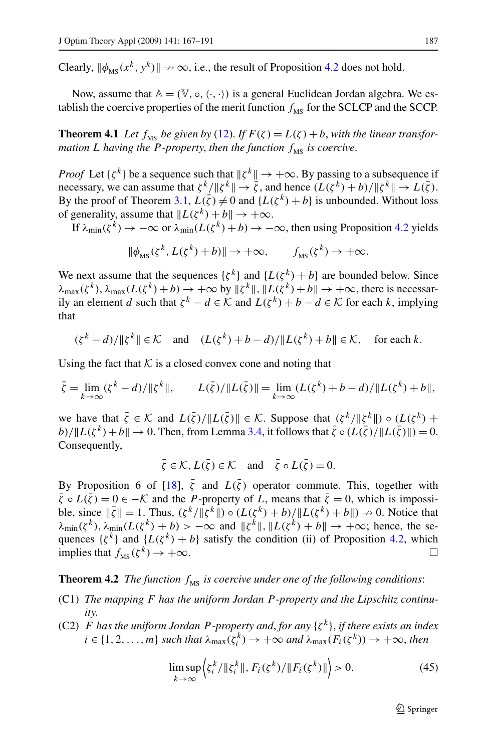Clearly, $\|\phi_{\text{MS}}(x^k, y^k)\| \nrightarrow \infty$, i.e., the result of Proposition 4.2 does not hold.

Now, assume that $\mathbb{A} = (\mathbb{V}, \circ, \langle\cdot,\cdot\rangle)$ is a general Euclidean Jordan algebra. We establish the coercive properties of the merit function $f_{\text{MS}}$ for the SCLCP and the SCCP.

**Theorem 4.1** *Let $f_{\text{MS}}$ be given by (12). If $F(\zeta) = L(\zeta) + b$, with the linear transformation $L$ having the $P$-property, then the function $f_{\text{MS}}$ is coercive.*

*Proof* Let $\{\zeta^k\}$ be a sequence such that $\|\zeta^k\| \to +\infty$. By passing to a subsequence if necessary, we can assume that $\zeta^k/\|\zeta^k\| \to \bar{\zeta}$, and hence $(L(\zeta^k)+b)/\|\zeta^k\| \to L(\bar{\zeta})$. By the proof of Theorem 3.1, $L(\bar{\zeta}) \neq 0$ and $\{L(\zeta^k)+b\}$ is unbounded. Without loss of generality, assume that $\|L(\zeta^k)+b\| \to +\infty$.

If $\lambda_{\min}(\zeta^k) \to -\infty$ or $\lambda_{\min}(L(\zeta^k)+b) \to -\infty$, then using Proposition 4.2 yields

$$\|\phi_{\text{MS}}(\zeta^k, L(\zeta^k)+b)\| \to +\infty, \qquad f_{\text{MS}}(\zeta^k) \to +\infty.$$

We next assume that the sequences $\{\zeta^k\}$ and $\{L(\zeta^k)+b\}$ are bounded below. Since $\lambda_{\max}(\zeta^k), \lambda_{\max}(L(\zeta^k)+b) \to +\infty$ by $\|\zeta^k\|, \|L(\zeta^k)+b\| \to +\infty$, there is necessarily an element $d$ such that $\zeta^k - d \in \mathcal{K}$ and $L(\zeta^k)+b-d \in \mathcal{K}$ for each $k$, implying that

$$(\zeta^k - d)/\|\zeta^k\| \in \mathcal{K} \quad \text{and} \quad (L(\zeta^k)+b-d)/\|L(\zeta^k)+b\| \in \mathcal{K}, \quad \text{for each } k.$$

Using the fact that $\mathcal{K}$ is a closed convex cone and noting that

$$\bar{\zeta} = \lim_{k\to\infty} (\zeta^k - d)/\|\zeta^k\|, \qquad L(\bar{\zeta})/\|L(\bar{\zeta})\| = \lim_{k\to\infty} (L(\zeta^k)+b-d)/\|L(\zeta^k)+b\|,$$

we have that $\bar{\zeta} \in \mathcal{K}$ and $L(\bar{\zeta})/\|L(\bar{\zeta})\| \in \mathcal{K}$. Suppose that $(\zeta^k/\|\zeta^k\|) \circ (L(\zeta^k)+b)/\|L(\zeta^k)+b\| \to 0$. Then, from Lemma 3.4, it follows that $\bar{\zeta} \circ (L(\bar{\zeta})/\|L(\bar{\zeta})\|) = 0$. Consequently,

$$\bar{\zeta} \in \mathcal{K}, L(\bar{\zeta}) \in \mathcal{K} \quad \text{and} \quad \bar{\zeta} \circ L(\bar{\zeta}) = 0.$$

By Proposition 6 of [18], $\bar{\zeta}$ and $L(\bar{\zeta})$ operator commute. This, together with $\bar{\zeta} \circ L(\bar{\zeta}) = 0 \in -\mathcal{K}$ and the $P$-property of $L$, means that $\bar{\zeta} = 0$, which is impossible, since $\|\bar{\zeta}\| = 1$. Thus, $(\zeta^k/\|\zeta^k\|) \circ (L(\zeta^k)+b)/\|L(\zeta^k)+b\|) \nrightarrow 0$. Notice that $\lambda_{\min}(\zeta^k), \lambda_{\min}(L(\zeta^k)+b) > -\infty$ and $\|\zeta^k\|, \|L(\zeta^k)+b\| \to +\infty$; hence, the sequences $\{\zeta^k\}$ and $\{L(\zeta^k)+b\}$ satisfy the condition (ii) of Proposition 4.2, which implies that $f_{\text{MS}}(\zeta^k) \to +\infty$. □

**Theorem 4.2** *The function $f_{\text{MS}}$ is coercive under one of the following conditions*:

(C1) *The mapping $F$ has the uniform Jordan $P$-property and the Lipschitz continuity.*

(C2) *$F$ has the uniform Jordan $P$-property and, for any $\{\zeta^k\}$, if there exists an index $i \in \{1,2,\ldots,m\}$ such that $\lambda_{\max}(\zeta_i^k) \to +\infty$ and $\lambda_{\max}(F_i(\zeta^k)) \to +\infty$, then*

$$\limsup_{k\to\infty} \left\langle \zeta_i^k/\|\zeta_i^k\|, F_i(\zeta^k)/\|F_i(\zeta^k)\| \right\rangle > 0. \tag{45}$$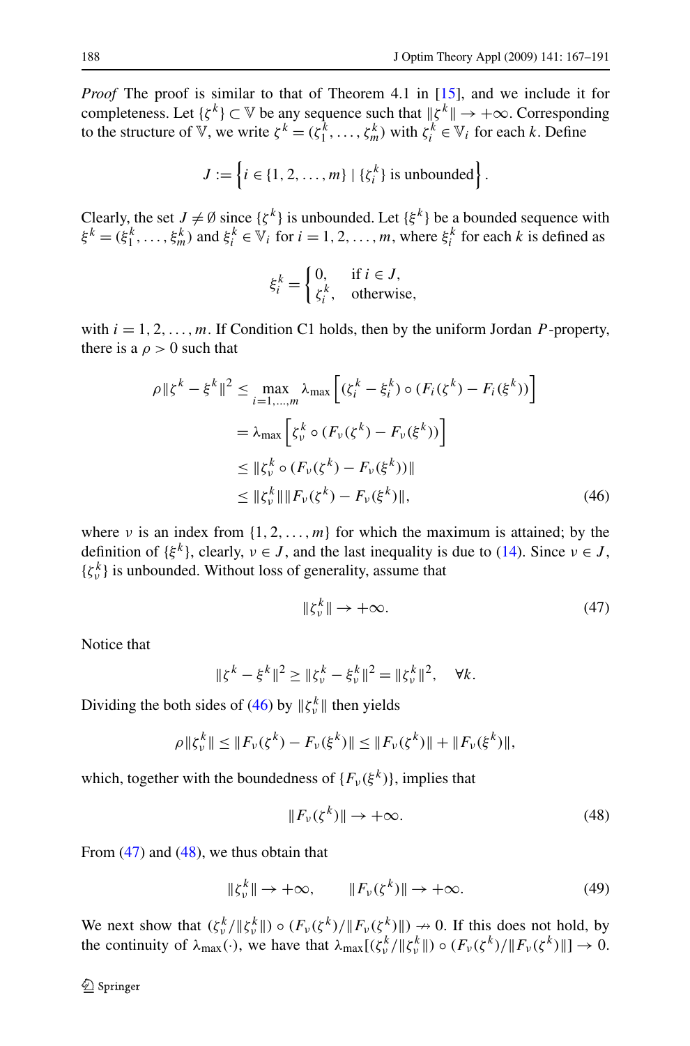*Proof* The proof is similar to that of Theorem 4.1 in [15], and we include it for completeness. Let $\{\zeta^k\} \subset \mathbb{V}$ be any sequence such that $\|\zeta^k\| \to +\infty$. Corresponding to the structure of $\mathbb{V}$, we write $\zeta^k = (\zeta_1^k, \ldots, \zeta_m^k)$ with $\zeta_i^k \in \mathbb{V}_i$ for each $k$. Define

$$J := \left\{ i \in \{1, 2, \ldots, m\} \mid \{\zeta_i^k\} \text{ is unbounded} \right\}.$$

Clearly, the set $J \neq \emptyset$ since $\{\zeta^k\}$ is unbounded. Let $\{\xi^k\}$ be a bounded sequence with $\xi^k = (\xi_1^k, \ldots, \xi_m^k)$ and $\xi_i^k \in \mathbb{V}_i$ for $i = 1, 2, \ldots, m$, where $\xi_i^k$ for each $k$ is defined as

$$\xi_i^k = \begin{cases} 0, & \text{if } i \in J, \\ \zeta_i^k, & \text{otherwise}, \end{cases}$$

with $i = 1, 2, \ldots, m$. If Condition C1 holds, then by the uniform Jordan $P$-property, there is a $\rho > 0$ such that

$$\begin{aligned} \rho \|\zeta^k - \xi^k\|^2 &\leq \max_{i=1,\ldots,m} \lambda_{\max}\left[ (\zeta_i^k - \xi_i^k) \circ (F_i(\zeta^k) - F_i(\xi^k)) \right] \\ &= \lambda_{\max}\left[ \zeta_\nu^k \circ (F_\nu(\zeta^k) - F_\nu(\xi^k)) \right] \\ &\leq \|\zeta_\nu^k \circ (F_\nu(\zeta^k) - F_\nu(\xi^k))\| \\ &\leq \|\zeta_\nu^k\| \|F_\nu(\zeta^k) - F_\nu(\xi^k)\|, \end{aligned} \tag{46}$$

where $\nu$ is an index from $\{1, 2, \ldots, m\}$ for which the maximum is attained; by the definition of $\{\xi^k\}$, clearly, $\nu \in J$, and the last inequality is due to (14). Since $\nu \in J$, $\{\zeta_\nu^k\}$ is unbounded. Without loss of generality, assume that

$$\|\zeta_\nu^k\| \to +\infty. \tag{47}$$

Notice that

$$\|\zeta^k - \xi^k\|^2 \geq \|\zeta_\nu^k - \xi_\nu^k\|^2 = \|\zeta_\nu^k\|^2, \quad \forall k.$$

Dividing the both sides of (46) by $\|\zeta_\nu^k\|$ then yields

$$\rho \|\zeta_\nu^k\| \leq \|F_\nu(\zeta^k) - F_\nu(\xi^k)\| \leq \|F_\nu(\zeta^k)\| + \|F_\nu(\xi^k)\|,$$

which, together with the boundedness of $\{F_\nu(\xi^k)\}$, implies that

$$\|F_\nu(\zeta^k)\| \to +\infty. \tag{48}$$

From (47) and (48), we thus obtain that

$$\|\zeta_\nu^k\| \to +\infty, \qquad \|F_\nu(\zeta^k)\| \to +\infty. \tag{49}$$

We next show that $(\zeta_\nu^k / \|\zeta_\nu^k\|) \circ (F_\nu(\zeta^k) / \|F_\nu(\zeta^k)\|) \nrightarrow 0$. If this does not hold, by the continuity of $\lambda_{\max}(\cdot)$, we have that $\lambda_{\max}[(\zeta_\nu^k / \|\zeta_\nu^k\|) \circ (F_\nu(\zeta^k) / \|F_\nu(\zeta^k)\|)] \to 0$.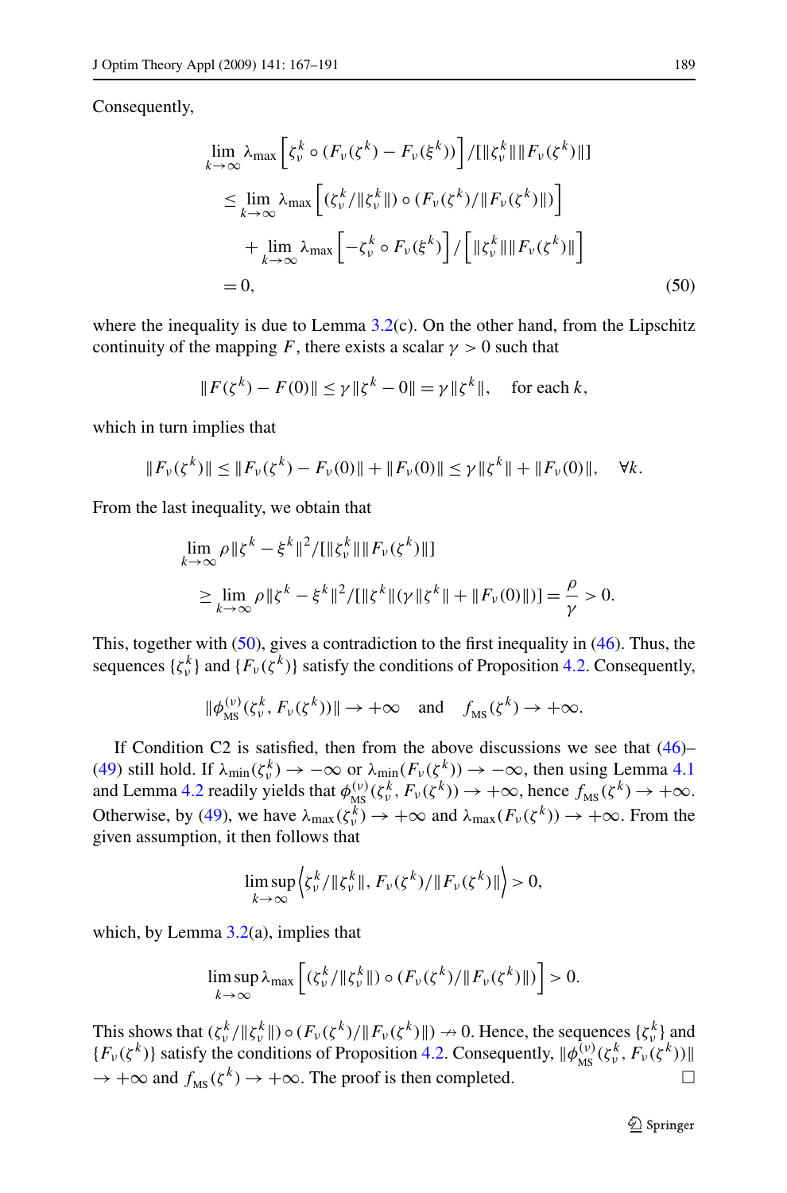Consequently,

$$
\begin{aligned}
&\lim_{k\to\infty} \lambda_{\max}\left[\zeta_\nu^k \circ (F_\nu(\zeta^k) - F_\nu(\xi^k))\right]/[\|\zeta_\nu^k\|\|F_\nu(\zeta^k)\|] \\
&\quad \le \lim_{k\to\infty} \lambda_{\max}\left[(\zeta_\nu^k/\|\zeta_\nu^k\|) \circ (F_\nu(\zeta^k)/\|F_\nu(\zeta^k)\|)\right] \\
&\qquad + \lim_{k\to\infty} \lambda_{\max}\left[-\zeta_\nu^k \circ F_\nu(\xi^k)\right]/\left[\|\zeta_\nu^k\|\|F_\nu(\zeta^k)\|\right] \\
&\quad = 0,
\end{aligned} \tag{50}
$$

where the inequality is due to Lemma 3.2(c). On the other hand, from the Lipschitz continuity of the mapping $F$, there exists a scalar $\gamma > 0$ such that

$$
\|F(\zeta^k) - F(0)\| \le \gamma\|\zeta^k - 0\| = \gamma\|\zeta^k\|, \quad \text{for each } k,
$$

which in turn implies that

$$
\|F_\nu(\zeta^k)\| \le \|F_\nu(\zeta^k) - F_\nu(0)\| + \|F_\nu(0)\| \le \gamma\|\zeta^k\| + \|F_\nu(0)\|, \quad \forall k.
$$

From the last inequality, we obtain that

$$
\begin{aligned}
&\lim_{k\to\infty} \rho\|\zeta^k - \xi^k\|^2/[\|\zeta_\nu^k\|\|F_\nu(\zeta^k)\|] \\
&\quad \ge \lim_{k\to\infty} \rho\|\zeta^k - \xi^k\|^2/[\|\zeta^k\|(\gamma\|\zeta^k\| + \|F_\nu(0)\|)] = \frac{\rho}{\gamma} > 0.
\end{aligned}
$$

This, together with (50), gives a contradiction to the first inequality in (46). Thus, the sequences $\{\zeta_\nu^k\}$ and $\{F_\nu(\zeta^k)\}$ satisfy the conditions of Proposition 4.2. Consequently,

$$
\|\phi_{\mathrm{MS}}^{(\nu)}(\zeta_\nu^k, F_\nu(\zeta^k))\| \to +\infty \quad \text{and} \quad f_{\mathrm{MS}}(\zeta^k) \to +\infty.
$$

If Condition C2 is satisfied, then from the above discussions we see that (46)–(49) still hold. If $\lambda_{\min}(\zeta_\nu^k) \to -\infty$ or $\lambda_{\min}(F_\nu(\zeta^k)) \to -\infty$, then using Lemma 4.1 and Lemma 4.2 readily yields that $\phi_{\mathrm{MS}}^{(\nu)}(\zeta_\nu^k, F_\nu(\zeta^k)) \to +\infty$, hence $f_{\mathrm{MS}}(\zeta^k) \to +\infty$. Otherwise, by (49), we have $\lambda_{\max}(\zeta_\nu^k) \to +\infty$ and $\lambda_{\max}(F_\nu(\zeta^k)) \to +\infty$. From the given assumption, it then follows that

$$
\limsup_{k\to\infty} \left\langle \zeta_\nu^k/\|\zeta_\nu^k\|, F_\nu(\zeta^k)/\|F_\nu(\zeta^k)\| \right\rangle > 0,
$$

which, by Lemma 3.2(a), implies that

$$
\limsup_{k\to\infty} \lambda_{\max}\left[(\zeta_\nu^k/\|\zeta_\nu^k\|) \circ (F_\nu(\zeta^k)/\|F_\nu(\zeta^k)\|)\right] > 0.
$$

This shows that $(\zeta_\nu^k/\|\zeta_\nu^k\|) \circ (F_\nu(\zeta^k)/\|F_\nu(\zeta^k)\|) \nrightarrow 0$. Hence, the sequences $\{\zeta_\nu^k\}$ and $\{F_\nu(\zeta^k)\}$ satisfy the conditions of Proposition 4.2. Consequently, $\|\phi_{\mathrm{MS}}^{(\nu)}(\zeta_\nu^k, F_\nu(\zeta^k))\| \to +\infty$ and $f_{\mathrm{MS}}(\zeta^k) \to +\infty$. The proof is then completed. □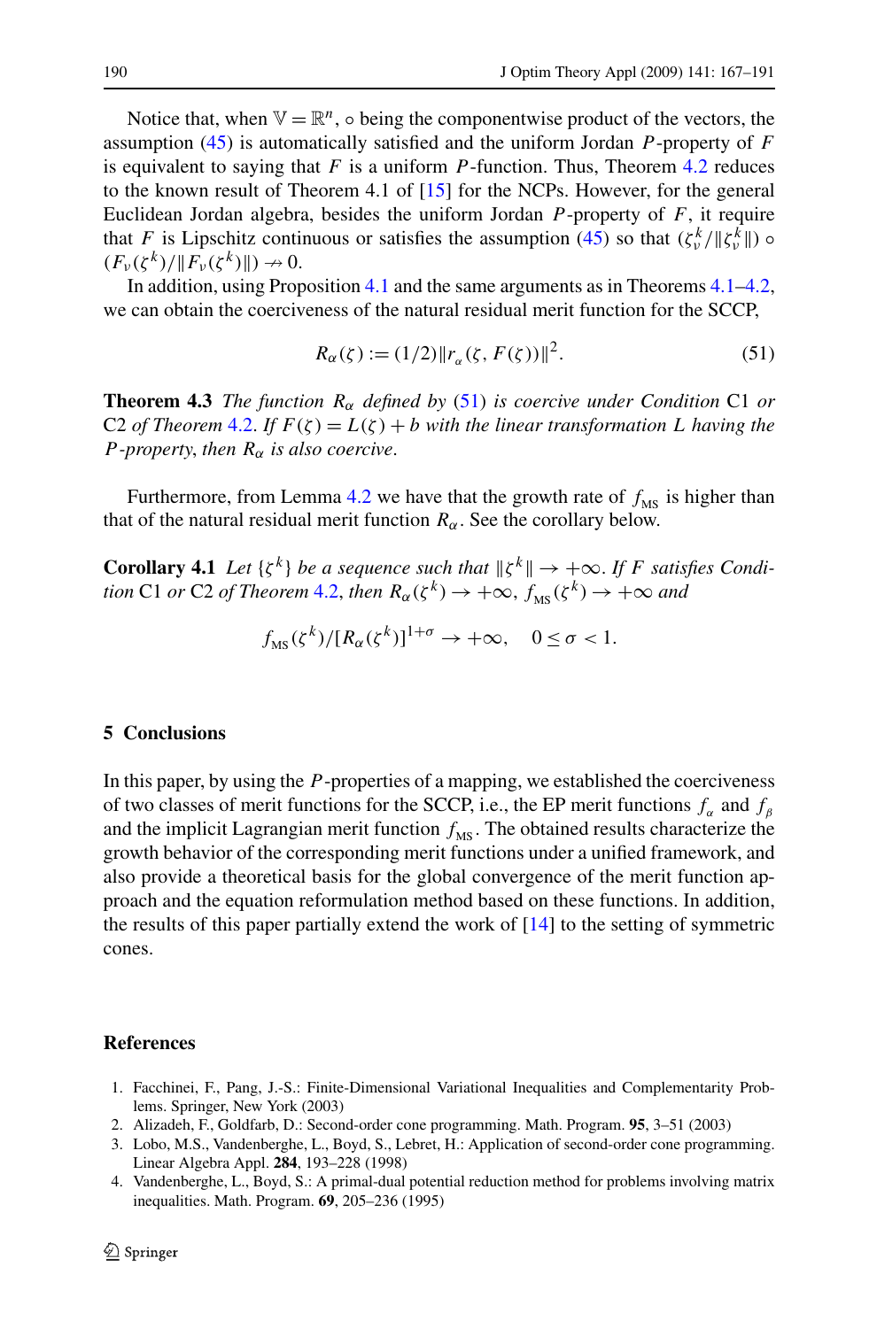Notice that, when $\mathbb{V} = \mathbb{R}^n$, $\circ$ being the componentwise product of the vectors, the assumption (45) is automatically satisfied and the uniform Jordan $P$-property of $F$ is equivalent to saying that $F$ is a uniform $P$-function. Thus, Theorem 4.2 reduces to the known result of Theorem 4.1 of [15] for the NCPs. However, for the general Euclidean Jordan algebra, besides the uniform Jordan $P$-property of $F$, it require that $F$ is Lipschitz continuous or satisfies the assumption (45) so that $(\zeta_\nu^k/\|\zeta_\nu^k\|) \circ (F_\nu(\zeta^k)/\|F_\nu(\zeta^k)\|) \nrightarrow 0$.

In addition, using Proposition 4.1 and the same arguments as in Theorems 4.1–4.2, we can obtain the coerciveness of the natural residual merit function for the SCCP,

$$R_\alpha(\zeta) := (1/2)\|r_\alpha(\zeta, F(\zeta))\|^2. \tag{51}$$

**Theorem 4.3** *The function $R_\alpha$ defined by (51) is coercive under Condition* C1 *or* C2 *of Theorem 4.2. If $F(\zeta) = L(\zeta) + b$ with the linear transformation $L$ having the $P$-property, then $R_\alpha$ is also coercive.*

Furthermore, from Lemma 4.2 we have that the growth rate of $f_{\rm MS}$ is higher than that of the natural residual merit function $R_\alpha$. See the corollary below.

**Corollary 4.1** *Let $\{\zeta^k\}$ be a sequence such that $\|\zeta^k\| \to +\infty$. If $F$ satisfies Condition* C1 *or* C2 *of Theorem 4.2, then $R_\alpha(\zeta^k) \to +\infty$, $f_{\rm MS}(\zeta^k) \to +\infty$ and*

$$f_{\rm MS}(\zeta^k)/[R_\alpha(\zeta^k)]^{1+\sigma} \to +\infty, \quad 0 \le \sigma < 1.$$

## 5 Conclusions

In this paper, by using the $P$-properties of a mapping, we established the coerciveness of two classes of merit functions for the SCCP, i.e., the EP merit functions $f_\alpha$ and $f_\beta$ and the implicit Lagrangian merit function $f_{\rm MS}$. The obtained results characterize the growth behavior of the corresponding merit functions under a unified framework, and also provide a theoretical basis for the global convergence of the merit function approach and the equation reformulation method based on these functions. In addition, the results of this paper partially extend the work of [14] to the setting of symmetric cones.

## References

1. Facchinei, F., Pang, J.-S.: Finite-Dimensional Variational Inequalities and Complementarity Problems. Springer, New York (2003)
2. Alizadeh, F., Goldfarb, D.: Second-order cone programming. Math. Program. **95**, 3–51 (2003)
3. Lobo, M.S., Vandenberghe, L., Boyd, S., Lebret, H.: Application of second-order cone programming. Linear Algebra Appl. **284**, 193–228 (1998)
4. Vandenberghe, L., Boyd, S.: A primal-dual potential reduction method for problems involving matrix inequalities. Math. Program. **69**, 205–236 (1995)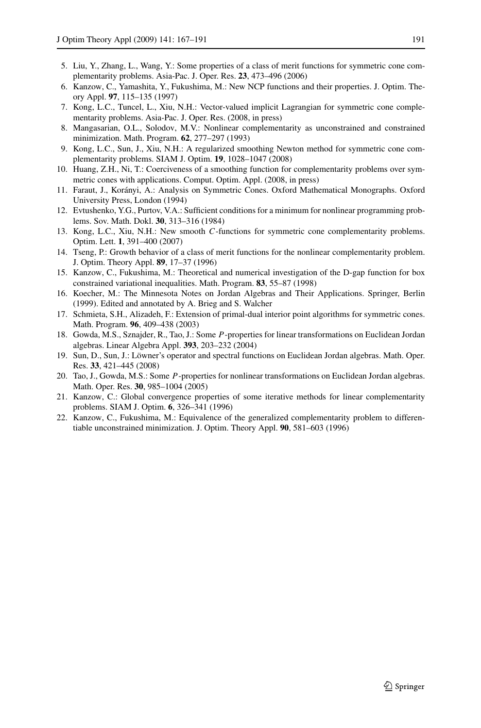5. Liu, Y., Zhang, L., Wang, Y.: Some properties of a class of merit functions for symmetric cone complementarity problems. Asia-Pac. J. Oper. Res. **23**, 473–496 (2006)
6. Kanzow, C., Yamashita, Y., Fukushima, M.: New NCP functions and their properties. J. Optim. Theory Appl. **97**, 115–135 (1997)
7. Kong, L.C., Tuncel, L., Xiu, N.H.: Vector-valued implicit Lagrangian for symmetric cone complementarity problems. Asia-Pac. J. Oper. Res. (2008, in press)
8. Mangasarian, O.L., Solodov, M.V.: Nonlinear complementarity as unconstrained and constrained minimization. Math. Program. **62**, 277–297 (1993)
9. Kong, L.C., Sun, J., Xiu, N.H.: A regularized smoothing Newton method for symmetric cone complementarity problems. SIAM J. Optim. **19**, 1028–1047 (2008)
10. Huang, Z.H., Ni, T.: Coerciveness of a smoothing function for complementarity problems over symmetric cones with applications. Comput. Optim. Appl. (2008, in press)
11. Faraut, J., Korányi, A.: Analysis on Symmetric Cones. Oxford Mathematical Monographs. Oxford University Press, London (1994)
12. Evtushenko, Y.G., Purtov, V.A.: Sufficient conditions for a minimum for nonlinear programming problems. Sov. Math. Dokl. **30**, 313–316 (1984)
13. Kong, L.C., Xiu, N.H.: New smooth $C$-functions for symmetric cone complementarity problems. Optim. Lett. **1**, 391–400 (2007)
14. Tseng, P.: Growth behavior of a class of merit functions for the nonlinear complementarity problem. J. Optim. Theory Appl. **89**, 17–37 (1996)
15. Kanzow, C., Fukushima, M.: Theoretical and numerical investigation of the D-gap function for box constrained variational inequalities. Math. Program. **83**, 55–87 (1998)
16. Koecher, M.: The Minnesota Notes on Jordan Algebras and Their Applications. Springer, Berlin (1999). Edited and annotated by A. Brieg and S. Walcher
17. Schmieta, S.H., Alizadeh, F.: Extension of primal-dual interior point algorithms for symmetric cones. Math. Program. **96**, 409–438 (2003)
18. Gowda, M.S., Sznajder, R., Tao, J.: Some $P$-properties for linear transformations on Euclidean Jordan algebras. Linear Algebra Appl. **393**, 203–232 (2004)
19. Sun, D., Sun, J.: Löwner's operator and spectral functions on Euclidean Jordan algebras. Math. Oper. Res. **33**, 421–445 (2008)
20. Tao, J., Gowda, M.S.: Some $P$-properties for nonlinear transformations on Euclidean Jordan algebras. Math. Oper. Res. **30**, 985–1004 (2005)
21. Kanzow, C.: Global convergence properties of some iterative methods for linear complementarity problems. SIAM J. Optim. **6**, 326–341 (1996)
22. Kanzow, C., Fukushima, M.: Equivalence of the generalized complementarity problem to differentiable unconstrained minimization. J. Optim. Theory Appl. **90**, 581–603 (1996)